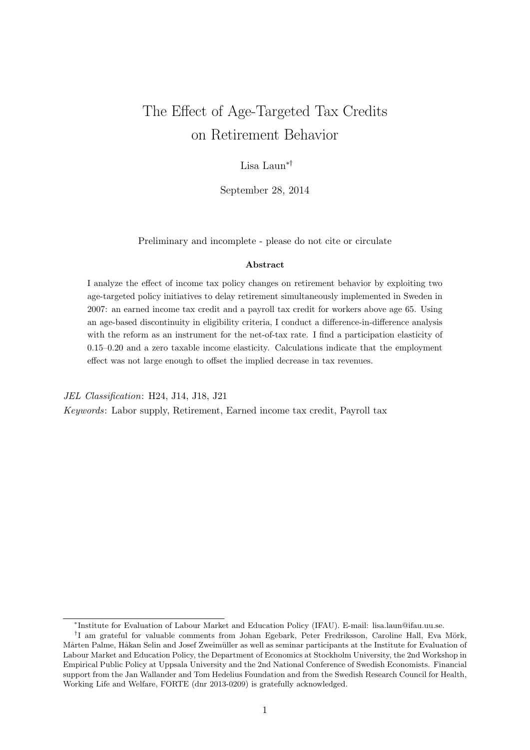# The Effect of Age-Targeted Tax Credits on Retirement Behavior

Lisa Laun[*,†]

September 28, 2014

Preliminary and incomplete - please do not cite or circulate

**Abstract**

I analyze the effect of income tax policy changes on retirement behavior by exploiting two age-targeted policy initiatives to delay retirement simultaneously implemented in Sweden in 2007: an earned income tax credit and a payroll tax credit for workers above age 65. Using an age-based discontinuity in eligibility criteria, I conduct a difference-in-difference analysis with the reform as an instrument for the net-of-tax rate. I find a participation elasticity of 0.15–0.20 and a zero taxable income elasticity. Calculations indicate that the employment effect was not large enough to offset the implied decrease in tax revenues.

*JEL Classification*: H24, J14, J18, J21

*Keywords*: Labor supply, Retirement, Earned income tax credit, Payroll tax

---

[*] Institute for Evaluation of Labour Market and Education Policy (IFAU). E-mail: lisa.laun@ifau.uu.se.

[†] I am grateful for valuable comments from Johan Egebark, Peter Fredriksson, Caroline Hall, Eva Mörk, Mårten Palme, Håkan Selin and Josef Zweimüller as well as seminar participants at the Institute for Evaluation of Labour Market and Education Policy, the Department of Economics at Stockholm University, the 2nd Workshop in Empirical Public Policy at Uppsala University and the 2nd National Conference of Swedish Economists. Financial support from the Jan Wallander and Tom Hedelius Foundation and from the Swedish Research Council for Health, Working Life and Welfare, FORTE (dnr 2013-0209) is gratefully acknowledged.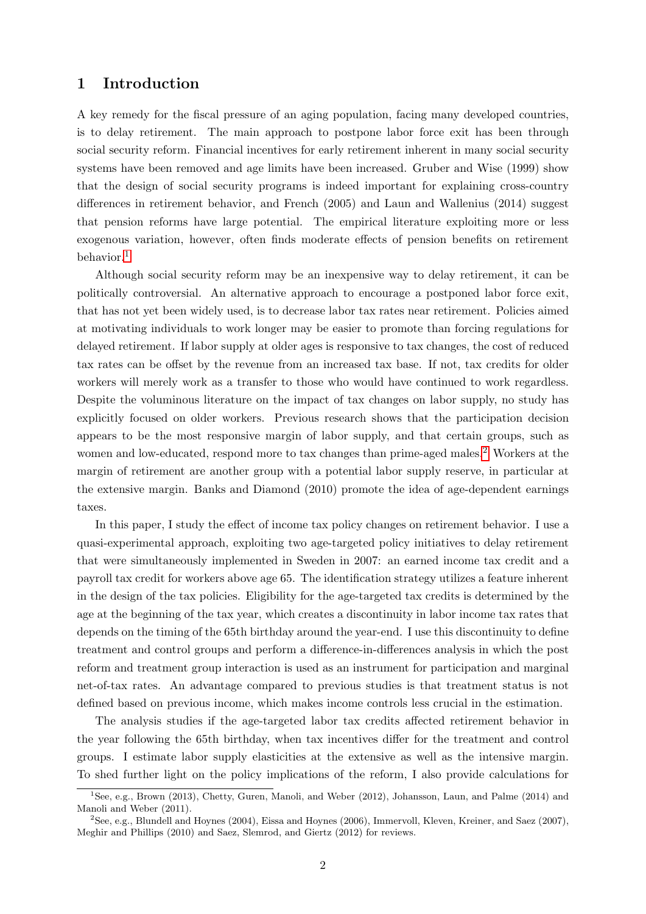## 1 Introduction

A key remedy for the fiscal pressure of an aging population, facing many developed countries, is to delay retirement. The main approach to postpone labor force exit has been through social security reform. Financial incentives for early retirement inherent in many social security systems have been removed and age limits have been increased. Gruber and Wise (1999) show that the design of social security programs is indeed important for explaining cross-country differences in retirement behavior, and French (2005) and Laun and Wallenius (2014) suggest that pension reforms have large potential. The empirical literature exploiting more or less exogenous variation, however, often finds moderate effects of pension benefits on retirement behavior.[1]

Although social security reform may be an inexpensive way to delay retirement, it can be politically controversial. An alternative approach to encourage a postponed labor force exit, that has not yet been widely used, is to decrease labor tax rates near retirement. Policies aimed at motivating individuals to work longer may be easier to promote than forcing regulations for delayed retirement. If labor supply at older ages is responsive to tax changes, the cost of reduced tax rates can be offset by the revenue from an increased tax base. If not, tax credits for older workers will merely work as a transfer to those who would have continued to work regardless. Despite the voluminous literature on the impact of tax changes on labor supply, no study has explicitly focused on older workers. Previous research shows that the participation decision appears to be the most responsive margin of labor supply, and that certain groups, such as women and low-educated, respond more to tax changes than prime-aged males.[2] Workers at the margin of retirement are another group with a potential labor supply reserve, in particular at the extensive margin. Banks and Diamond (2010) promote the idea of age-dependent earnings taxes.

In this paper, I study the effect of income tax policy changes on retirement behavior. I use a quasi-experimental approach, exploiting two age-targeted policy initiatives to delay retirement that were simultaneously implemented in Sweden in 2007: an earned income tax credit and a payroll tax credit for workers above age 65. The identification strategy utilizes a feature inherent in the design of the tax policies. Eligibility for the age-targeted tax credits is determined by the age at the beginning of the tax year, which creates a discontinuity in labor income tax rates that depends on the timing of the 65th birthday around the year-end. I use this discontinuity to define treatment and control groups and perform a difference-in-differences analysis in which the post reform and treatment group interaction is used as an instrument for participation and marginal net-of-tax rates. An advantage compared to previous studies is that treatment status is not defined based on previous income, which makes income controls less crucial in the estimation.

The analysis studies if the age-targeted labor tax credits affected retirement behavior in the year following the 65th birthday, when tax incentives differ for the treatment and control groups. I estimate labor supply elasticities at the extensive as well as the intensive margin. To shed further light on the policy implications of the reform, I also provide calculations for

[1] See, e.g., Brown (2013), Chetty, Guren, Manoli, and Weber (2012), Johansson, Laun, and Palme (2014) and Manoli and Weber (2011).

[2] See, e.g., Blundell and Hoynes (2004), Eissa and Hoynes (2006), Immervoll, Kleven, Kreiner, and Saez (2007), Meghir and Phillips (2010) and Saez, Slemrod, and Giertz (2012) for reviews.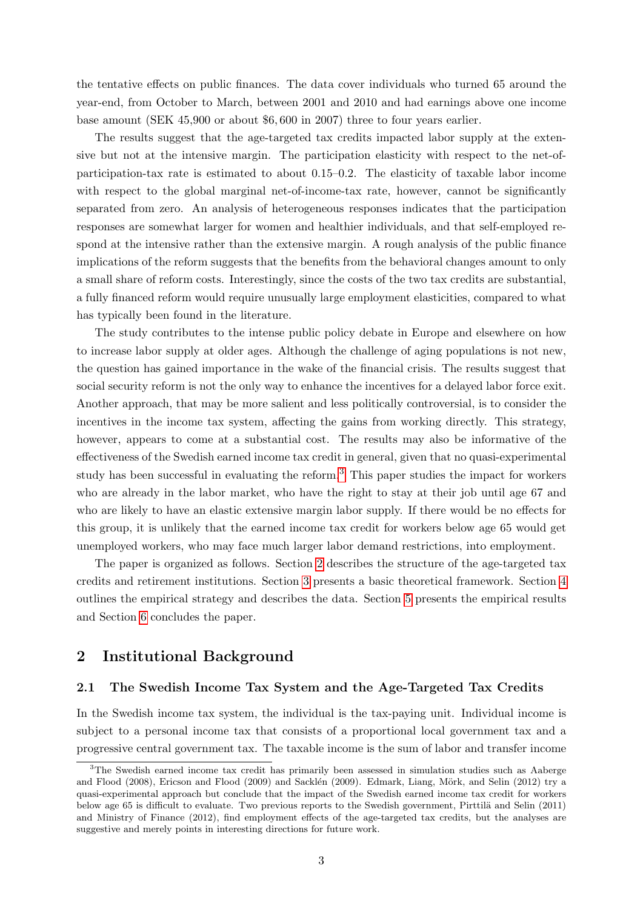the tentative effects on public finances. The data cover individuals who turned 65 around the year-end, from October to March, between 2001 and 2010 and had earnings above one income base amount (SEK 45,900 or about $6,600 in 2007) three to four years earlier.

The results suggest that the age-targeted tax credits impacted labor supply at the extensive but not at the intensive margin. The participation elasticity with respect to the net-of-participation-tax rate is estimated to about 0.15–0.2. The elasticity of taxable labor income with respect to the global marginal net-of-income-tax rate, however, cannot be significantly separated from zero. An analysis of heterogeneous responses indicates that the participation responses are somewhat larger for women and healthier individuals, and that self-employed respond at the intensive rather than the extensive margin. A rough analysis of the public finance implications of the reform suggests that the benefits from the behavioral changes amount to only a small share of reform costs. Interestingly, since the costs of the two tax credits are substantial, a fully financed reform would require unusually large employment elasticities, compared to what has typically been found in the literature.

The study contributes to the intense public policy debate in Europe and elsewhere on how to increase labor supply at older ages. Although the challenge of aging populations is not new, the question has gained importance in the wake of the financial crisis. The results suggest that social security reform is not the only way to enhance the incentives for a delayed labor force exit. Another approach, that may be more salient and less politically controversial, is to consider the incentives in the income tax system, affecting the gains from working directly. This strategy, however, appears to come at a substantial cost. The results may also be informative of the effectiveness of the Swedish earned income tax credit in general, given that no quasi-experimental study has been successful in evaluating the reform.[3] This paper studies the impact for workers who are already in the labor market, who have the right to stay at their job until age 67 and who are likely to have an elastic extensive margin labor supply. If there would be no effects for this group, it is unlikely that the earned income tax credit for workers below age 65 would get unemployed workers, who may face much larger labor demand restrictions, into employment.

The paper is organized as follows. Section 2 describes the structure of the age-targeted tax credits and retirement institutions. Section 3 presents a basic theoretical framework. Section 4 outlines the empirical strategy and describes the data. Section 5 presents the empirical results and Section 6 concludes the paper.

## 2 Institutional Background

### 2.1 The Swedish Income Tax System and the Age-Targeted Tax Credits

In the Swedish income tax system, the individual is the tax-paying unit. Individual income is subject to a personal income tax that consists of a proportional local government tax and a progressive central government tax. The taxable income is the sum of labor and transfer income

[3]The Swedish earned income tax credit has primarily been assessed in simulation studies such as Aaberge and Flood (2008), Ericson and Flood (2009) and Sacklén (2009). Edmark, Liang, Mörk, and Selin (2012) try a quasi-experimental approach but conclude that the impact of the Swedish earned income tax credit for workers below age 65 is difficult to evaluate. Two previous reports to the Swedish government, Pirttilä and Selin (2011) and Ministry of Finance (2012), find employment effects of the age-targeted tax credits, but the analyses are suggestive and merely points in interesting directions for future work.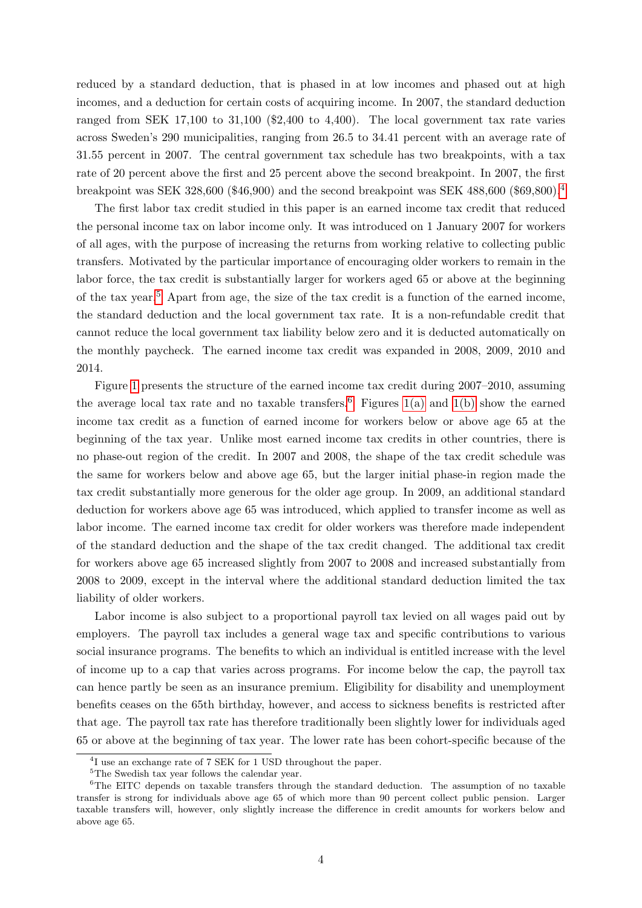reduced by a standard deduction, that is phased in at low incomes and phased out at high incomes, and a deduction for certain costs of acquiring income. In 2007, the standard deduction ranged from SEK 17,100 to 31,100 ($2,400 to 4,400). The local government tax rate varies across Sweden's 290 municipalities, ranging from 26.5 to 34.41 percent with an average rate of 31.55 percent in 2007. The central government tax schedule has two breakpoints, with a tax rate of 20 percent above the first and 25 percent above the second breakpoint. In 2007, the first breakpoint was SEK 328,600 ($46,900) and the second breakpoint was SEK 488,600 ($69,800).[4]

The first labor tax credit studied in this paper is an earned income tax credit that reduced the personal income tax on labor income only. It was introduced on 1 January 2007 for workers of all ages, with the purpose of increasing the returns from working relative to collecting public transfers. Motivated by the particular importance of encouraging older workers to remain in the labor force, the tax credit is substantially larger for workers aged 65 or above at the beginning of the tax year.[5] Apart from age, the size of the tax credit is a function of the earned income, the standard deduction and the local government tax rate. It is a non-refundable credit that cannot reduce the local government tax liability below zero and it is deducted automatically on the monthly paycheck. The earned income tax credit was expanded in 2008, 2009, 2010 and 2014.

Figure 1 presents the structure of the earned income tax credit during 2007–2010, assuming the average local tax rate and no taxable transfers.[6] Figures 1(a) and 1(b) show the earned income tax credit as a function of earned income for workers below or above age 65 at the beginning of the tax year. Unlike most earned income tax credits in other countries, there is no phase-out region of the credit. In 2007 and 2008, the shape of the tax credit schedule was the same for workers below and above age 65, but the larger initial phase-in region made the tax credit substantially more generous for the older age group. In 2009, an additional standard deduction for workers above age 65 was introduced, which applied to transfer income as well as labor income. The earned income tax credit for older workers was therefore made independent of the standard deduction and the shape of the tax credit changed. The additional tax credit for workers above age 65 increased slightly from 2007 to 2008 and increased substantially from 2008 to 2009, except in the interval where the additional standard deduction limited the tax liability of older workers.

Labor income is also subject to a proportional payroll tax levied on all wages paid out by employers. The payroll tax includes a general wage tax and specific contributions to various social insurance programs. The benefits to which an individual is entitled increase with the level of income up to a cap that varies across programs. For income below the cap, the payroll tax can hence partly be seen as an insurance premium. Eligibility for disability and unemployment benefits ceases on the 65th birthday, however, and access to sickness benefits is restricted after that age. The payroll tax rate has therefore traditionally been slightly lower for individuals aged 65 or above at the beginning of tax year. The lower rate has been cohort-specific because of the

---

[4] I use an exchange rate of 7 SEK for 1 USD throughout the paper.

[5] The Swedish tax year follows the calendar year.

[6] The EITC depends on taxable transfers through the standard deduction. The assumption of no taxable transfer is strong for individuals above age 65 of which more than 90 percent collect public pension. Larger taxable transfers will, however, only slightly increase the difference in credit amounts for workers below and above age 65.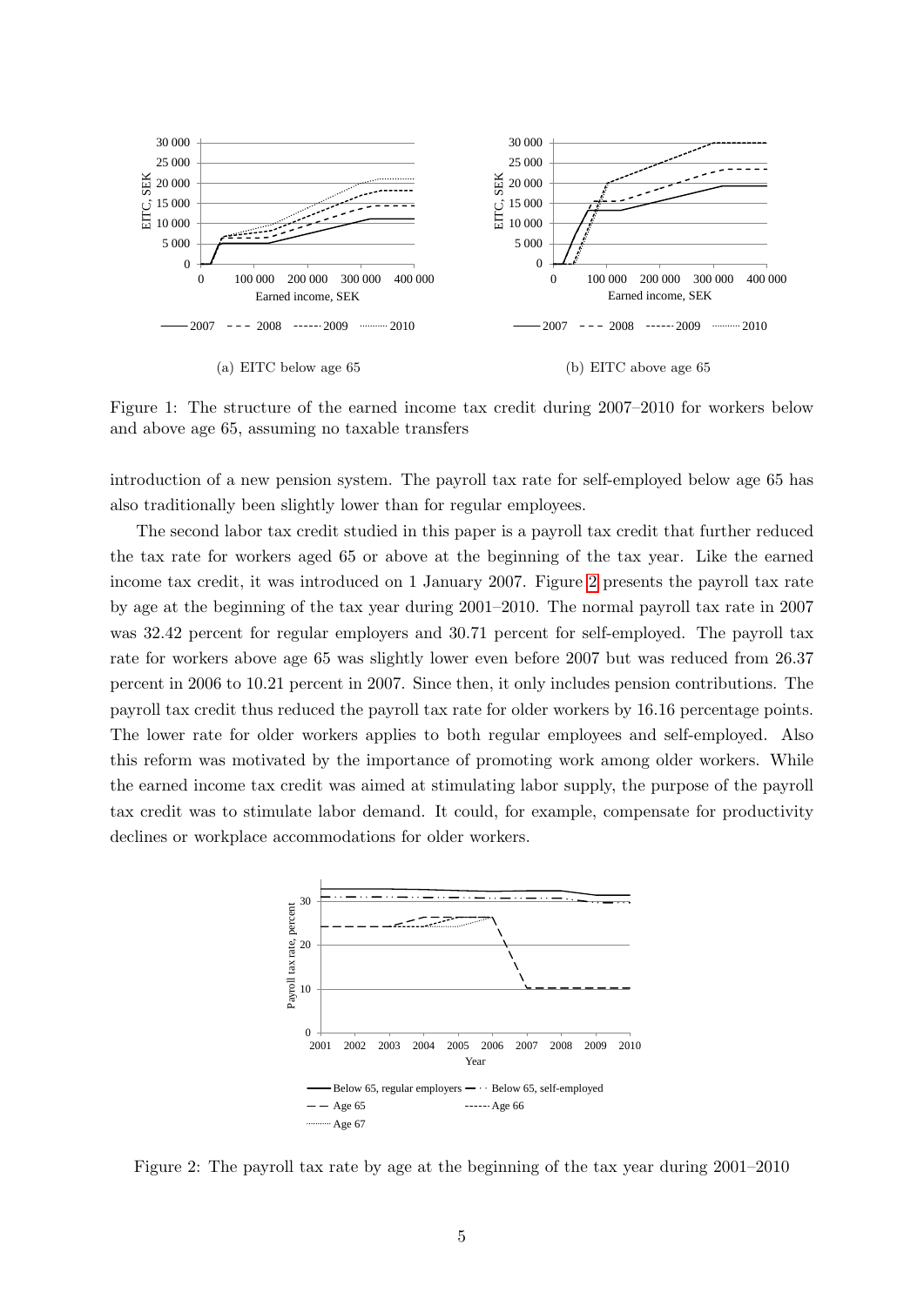(a) EITC below age 65

(b) EITC above age 65

Figure 1: The structure of the earned income tax credit during 2007–2010 for workers below and above age 65, assuming no taxable transfers

introduction of a new pension system. The payroll tax rate for self-employed below age 65 has also traditionally been slightly lower than for regular employees.

The second labor tax credit studied in this paper is a payroll tax credit that further reduced the tax rate for workers aged 65 or above at the beginning of the tax year. Like the earned income tax credit, it was introduced on 1 January 2007. Figure 2 presents the payroll tax rate by age at the beginning of the tax year during 2001–2010. The normal payroll tax rate in 2007 was 32.42 percent for regular employers and 30.71 percent for self-employed. The payroll tax rate for workers above age 65 was slightly lower even before 2007 but was reduced from 26.37 percent in 2006 to 10.21 percent in 2007. Since then, it only includes pension contributions. The payroll tax credit thus reduced the payroll tax rate for older workers by 16.16 percentage points. The lower rate for older workers applies to both regular employees and self-employed. Also this reform was motivated by the importance of promoting work among older workers. While the earned income tax credit was aimed at stimulating labor supply, the purpose of the payroll tax credit was to stimulate labor demand. It could, for example, compensate for productivity declines or workplace accommodations for older workers.

Figure 2: The payroll tax rate by age at the beginning of the tax year during 2001–2010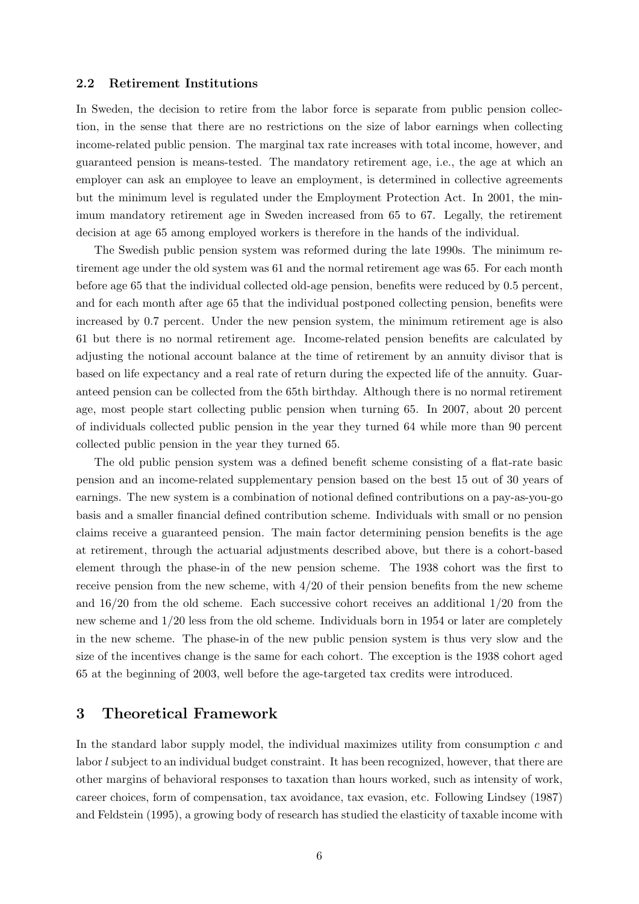### 2.2 Retirement Institutions

In Sweden, the decision to retire from the labor force is separate from public pension collection, in the sense that there are no restrictions on the size of labor earnings when collecting income-related public pension. The marginal tax rate increases with total income, however, and guaranteed pension is means-tested. The mandatory retirement age, i.e., the age at which an employer can ask an employee to leave an employment, is determined in collective agreements but the minimum level is regulated under the Employment Protection Act. In 2001, the minimum mandatory retirement age in Sweden increased from 65 to 67. Legally, the retirement decision at age 65 among employed workers is therefore in the hands of the individual.

The Swedish public pension system was reformed during the late 1990s. The minimum retirement age under the old system was 61 and the normal retirement age was 65. For each month before age 65 that the individual collected old-age pension, benefits were reduced by 0.5 percent, and for each month after age 65 that the individual postponed collecting pension, benefits were increased by 0.7 percent. Under the new pension system, the minimum retirement age is also 61 but there is no normal retirement age. Income-related pension benefits are calculated by adjusting the notional account balance at the time of retirement by an annuity divisor that is based on life expectancy and a real rate of return during the expected life of the annuity. Guaranteed pension can be collected from the 65th birthday. Although there is no normal retirement age, most people start collecting public pension when turning 65. In 2007, about 20 percent of individuals collected public pension in the year they turned 64 while more than 90 percent collected public pension in the year they turned 65.

The old public pension system was a defined benefit scheme consisting of a flat-rate basic pension and an income-related supplementary pension based on the best 15 out of 30 years of earnings. The new system is a combination of notional defined contributions on a pay-as-you-go basis and a smaller financial defined contribution scheme. Individuals with small or no pension claims receive a guaranteed pension. The main factor determining pension benefits is the age at retirement, through the actuarial adjustments described above, but there is a cohort-based element through the phase-in of the new pension scheme. The 1938 cohort was the first to receive pension from the new scheme, with 4/20 of their pension benefits from the new scheme and 16/20 from the old scheme. Each successive cohort receives an additional 1/20 from the new scheme and 1/20 less from the old scheme. Individuals born in 1954 or later are completely in the new scheme. The phase-in of the new public pension system is thus very slow and the size of the incentives change is the same for each cohort. The exception is the 1938 cohort aged 65 at the beginning of 2003, well before the age-targeted tax credits were introduced.

## 3 Theoretical Framework

In the standard labor supply model, the individual maximizes utility from consumption $c$ and labor $l$ subject to an individual budget constraint. It has been recognized, however, that there are other margins of behavioral responses to taxation than hours worked, such as intensity of work, career choices, form of compensation, tax avoidance, tax evasion, etc. Following Lindsey (1987) and Feldstein (1995), a growing body of research has studied the elasticity of taxable income with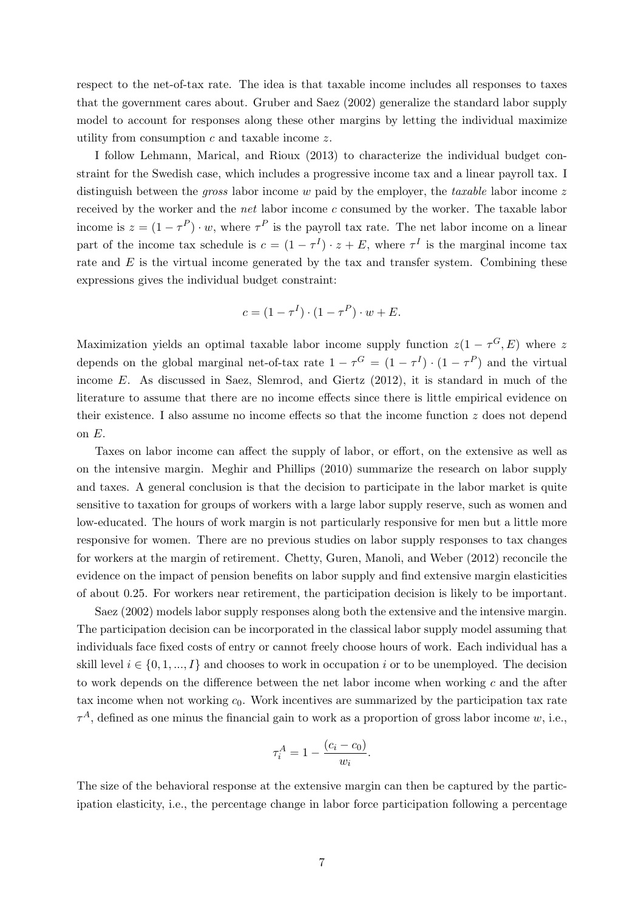respect to the net-of-tax rate. The idea is that taxable income includes all responses to taxes that the government cares about. Gruber and Saez (2002) generalize the standard labor supply model to account for responses along these other margins by letting the individual maximize utility from consumption $c$ and taxable income $z$.

I follow Lehmann, Marical, and Rioux (2013) to characterize the individual budget constraint for the Swedish case, which includes a progressive income tax and a linear payroll tax. I distinguish between the *gross* labor income $w$ paid by the employer, the *taxable* labor income $z$ received by the worker and the *net* labor income $c$ consumed by the worker. The taxable labor income is $z = (1 - \tau^P) \cdot w$, where $\tau^P$ is the payroll tax rate. The net labor income on a linear part of the income tax schedule is $c = (1 - \tau^I) \cdot z + E$, where $\tau^I$ is the marginal income tax rate and $E$ is the virtual income generated by the tax and transfer system. Combining these expressions gives the individual budget constraint:

$$c = (1 - \tau^I) \cdot (1 - \tau^P) \cdot w + E.$$

Maximization yields an optimal taxable labor income supply function $z(1 - \tau^G, E)$ where $z$ depends on the global marginal net-of-tax rate $1 - \tau^G = (1 - \tau^I) \cdot (1 - \tau^P)$ and the virtual income $E$. As discussed in Saez, Slemrod, and Giertz (2012), it is standard in much of the literature to assume that there are no income effects since there is little empirical evidence on their existence. I also assume no income effects so that the income function $z$ does not depend on $E$.

Taxes on labor income can affect the supply of labor, or effort, on the extensive as well as on the intensive margin. Meghir and Phillips (2010) summarize the research on labor supply and taxes. A general conclusion is that the decision to participate in the labor market is quite sensitive to taxation for groups of workers with a large labor supply reserve, such as women and low-educated. The hours of work margin is not particularly responsive for men but a little more responsive for women. There are no previous studies on labor supply responses to tax changes for workers at the margin of retirement. Chetty, Guren, Manoli, and Weber (2012) reconcile the evidence on the impact of pension benefits on labor supply and find extensive margin elasticities of about 0.25. For workers near retirement, the participation decision is likely to be important.

Saez (2002) models labor supply responses along both the extensive and the intensive margin. The participation decision can be incorporated in the classical labor supply model assuming that individuals face fixed costs of entry or cannot freely choose hours of work. Each individual has a skill level $i \in \{0, 1, ..., I\}$ and chooses to work in occupation $i$ or to be unemployed. The decision to work depends on the difference between the net labor income when working $c$ and the after tax income when not working $c_0$. Work incentives are summarized by the participation tax rate $\tau^A$, defined as one minus the financial gain to work as a proportion of gross labor income $w$, i.e.,

$$\tau_i^A = 1 - \frac{(c_i - c_0)}{w_i}.$$

The size of the behavioral response at the extensive margin can then be captured by the participation elasticity, i.e., the percentage change in labor force participation following a percentage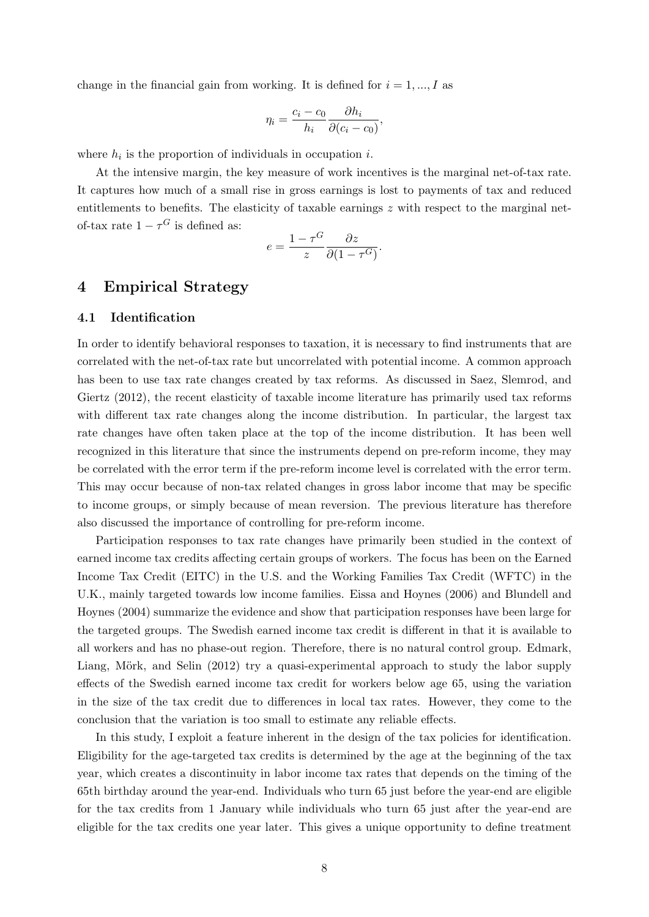change in the financial gain from working. It is defined for $i = 1, ..., I$ as

$$\eta_i = \frac{c_i - c_0}{h_i} \frac{\partial h_i}{\partial (c_i - c_0)},$$

where $h_i$ is the proportion of individuals in occupation $i$.

At the intensive margin, the key measure of work incentives is the marginal net-of-tax rate. It captures how much of a small rise in gross earnings is lost to payments of tax and reduced entitlements to benefits. The elasticity of taxable earnings $z$ with respect to the marginal net-of-tax rate $1 - \tau^G$ is defined as:

$$e = \frac{1 - \tau^G}{z} \frac{\partial z}{\partial (1 - \tau^G)}.$$

# 4 Empirical Strategy

## 4.1 Identification

In order to identify behavioral responses to taxation, it is necessary to find instruments that are correlated with the net-of-tax rate but uncorrelated with potential income. A common approach has been to use tax rate changes created by tax reforms. As discussed in Saez, Slemrod, and Giertz (2012), the recent elasticity of taxable income literature has primarily used tax reforms with different tax rate changes along the income distribution. In particular, the largest tax rate changes have often taken place at the top of the income distribution. It has been well recognized in this literature that since the instruments depend on pre-reform income, they may be correlated with the error term if the pre-reform income level is correlated with the error term. This may occur because of non-tax related changes in gross labor income that may be specific to income groups, or simply because of mean reversion. The previous literature has therefore also discussed the importance of controlling for pre-reform income.

Participation responses to tax rate changes have primarily been studied in the context of earned income tax credits affecting certain groups of workers. The focus has been on the Earned Income Tax Credit (EITC) in the U.S. and the Working Families Tax Credit (WFTC) in the U.K., mainly targeted towards low income families. Eissa and Hoynes (2006) and Blundell and Hoynes (2004) summarize the evidence and show that participation responses have been large for the targeted groups. The Swedish earned income tax credit is different in that it is available to all workers and has no phase-out region. Therefore, there is no natural control group. Edmark, Liang, Mörk, and Selin (2012) try a quasi-experimental approach to study the labor supply effects of the Swedish earned income tax credit for workers below age 65, using the variation in the size of the tax credit due to differences in local tax rates. However, they come to the conclusion that the variation is too small to estimate any reliable effects.

In this study, I exploit a feature inherent in the design of the tax policies for identification. Eligibility for the age-targeted tax credits is determined by the age at the beginning of the tax year, which creates a discontinuity in labor income tax rates that depends on the timing of the 65th birthday around the year-end. Individuals who turn 65 just before the year-end are eligible for the tax credits from 1 January while individuals who turn 65 just after the year-end are eligible for the tax credits one year later. This gives a unique opportunity to define treatment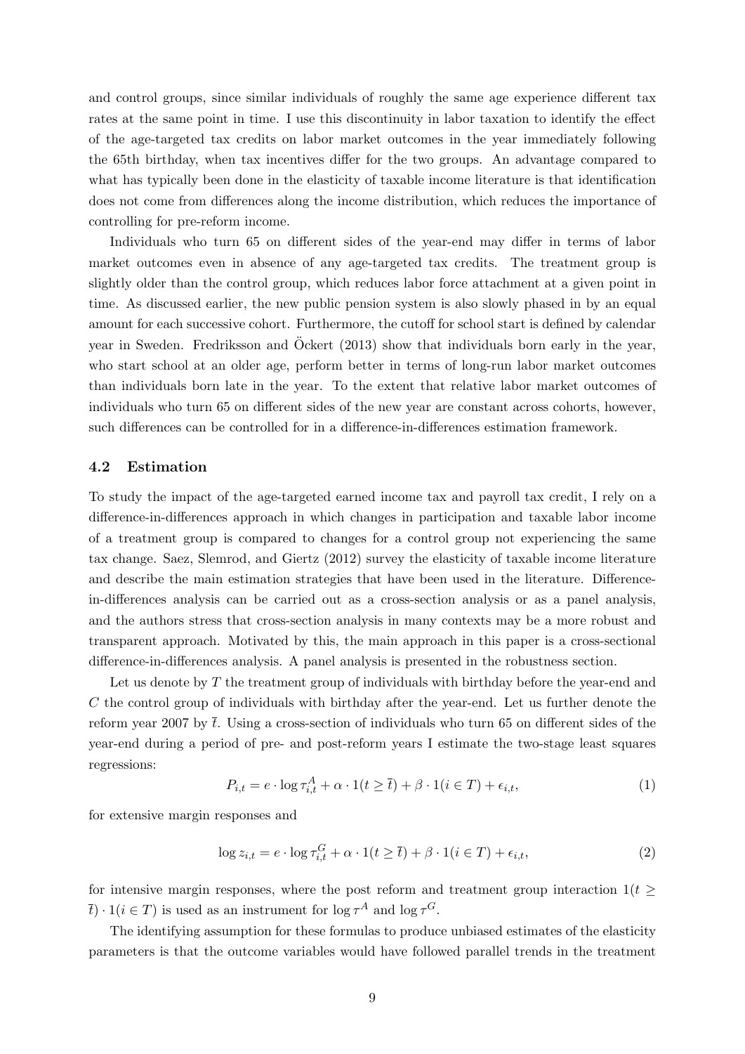and control groups, since similar individuals of roughly the same age experience different tax rates at the same point in time. I use this discontinuity in labor taxation to identify the effect of the age-targeted tax credits on labor market outcomes in the year immediately following the 65th birthday, when tax incentives differ for the two groups. An advantage compared to what has typically been done in the elasticity of taxable income literature is that identification does not come from differences along the income distribution, which reduces the importance of controlling for pre-reform income.

Individuals who turn 65 on different sides of the year-end may differ in terms of labor market outcomes even in absence of any age-targeted tax credits. The treatment group is slightly older than the control group, which reduces labor force attachment at a given point in time. As discussed earlier, the new public pension system is also slowly phased in by an equal amount for each successive cohort. Furthermore, the cutoff for school start is defined by calendar year in Sweden. Fredriksson and Öckert (2013) show that individuals born early in the year, who start school at an older age, perform better in terms of long-run labor market outcomes than individuals born late in the year. To the extent that relative labor market outcomes of individuals who turn 65 on different sides of the new year are constant across cohorts, however, such differences can be controlled for in a difference-in-differences estimation framework.

### 4.2 Estimation

To study the impact of the age-targeted earned income tax and payroll tax credit, I rely on a difference-in-differences approach in which changes in participation and taxable labor income of a treatment group is compared to changes for a control group not experiencing the same tax change. Saez, Slemrod, and Giertz (2012) survey the elasticity of taxable income literature and describe the main estimation strategies that have been used in the literature. Difference-in-differences analysis can be carried out as a cross-section analysis or as a panel analysis, and the authors stress that cross-section analysis in many contexts may be a more robust and transparent approach. Motivated by this, the main approach in this paper is a cross-sectional difference-in-differences analysis. A panel analysis is presented in the robustness section.

Let us denote by $T$ the treatment group of individuals with birthday before the year-end and $C$ the control group of individuals with birthday after the year-end. Let us further denote the reform year 2007 by $\bar{t}$. Using a cross-section of individuals who turn 65 on different sides of the year-end during a period of pre- and post-reform years I estimate the two-stage least squares regressions:

$$P_{i,t} = e \cdot \log \tau_{i,t}^{A} + \alpha \cdot 1(t \geq \bar{t}) + \beta \cdot 1(i \in T) + \epsilon_{i,t}, \tag{1}$$

for extensive margin responses and

$$\log z_{i,t} = e \cdot \log \tau_{i,t}^{G} + \alpha \cdot 1(t \geq \bar{t}) + \beta \cdot 1(i \in T) + \epsilon_{i,t}, \tag{2}$$

for intensive margin responses, where the post reform and treatment group interaction $1(t \geq \bar{t}) \cdot 1(i \in T)$ is used as an instrument for $\log \tau^{A}$ and $\log \tau^{G}$.

The identifying assumption for these formulas to produce unbiased estimates of the elasticity parameters is that the outcome variables would have followed parallel trends in the treatment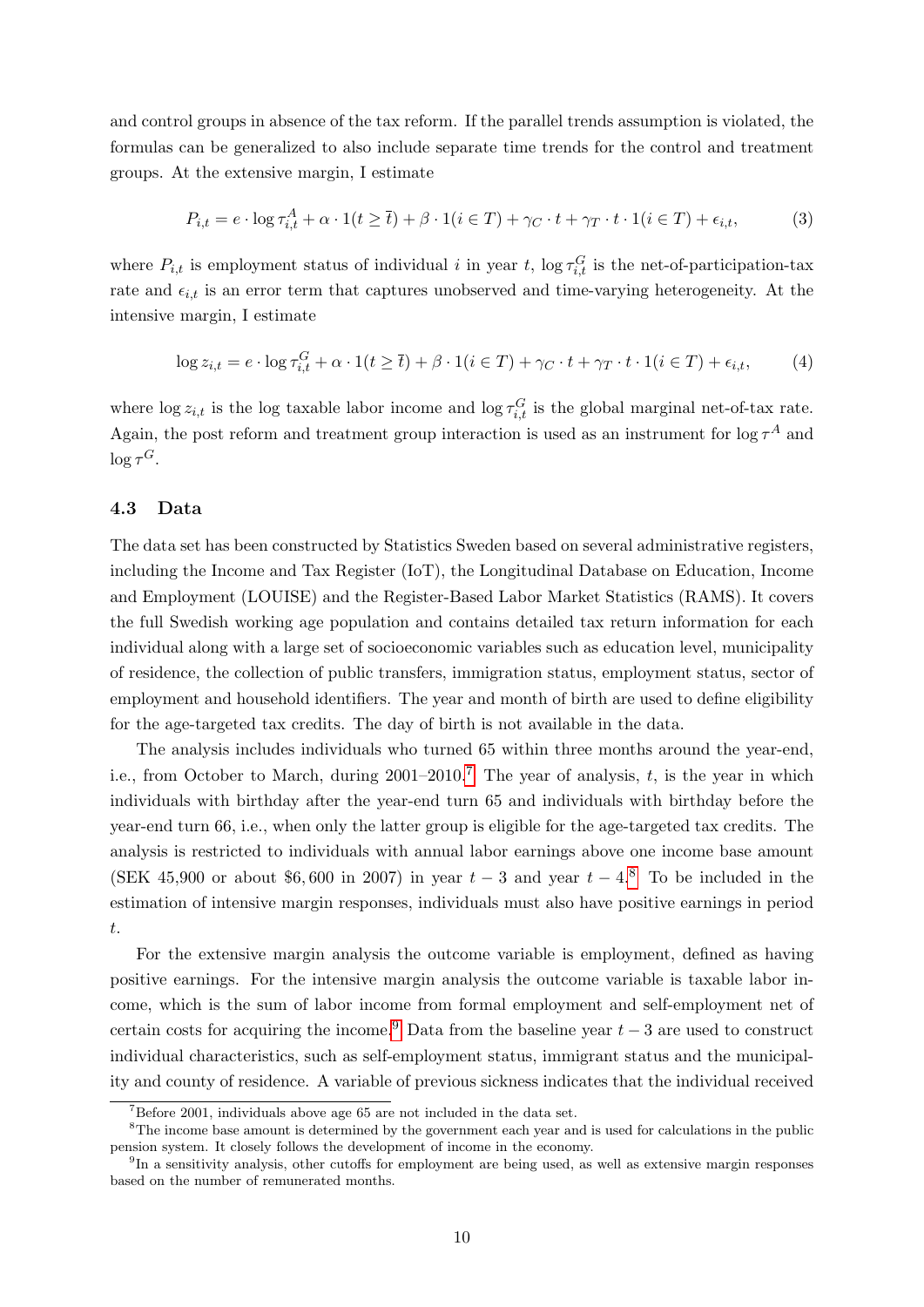and control groups in absence of the tax reform. If the parallel trends assumption is violated, the formulas can be generalized to also include separate time trends for the control and treatment groups. At the extensive margin, I estimate

$$P_{i,t} = e \cdot \log \tau^{A}_{i,t} + \alpha \cdot 1(t \geq \bar{t}) + \beta \cdot 1(i \in T) + \gamma_C \cdot t + \gamma_T \cdot t \cdot 1(i \in T) + \epsilon_{i,t}, \tag{3}$$

where $P_{i,t}$ is employment status of individual $i$ in year $t$, $\log \tau^{G}_{i,t}$ is the net-of-participation-tax rate and $\epsilon_{i,t}$ is an error term that captures unobserved and time-varying heterogeneity. At the intensive margin, I estimate

$$\log z_{i,t} = e \cdot \log \tau^{G}_{i,t} + \alpha \cdot 1(t \geq \bar{t}) + \beta \cdot 1(i \in T) + \gamma_C \cdot t + \gamma_T \cdot t \cdot 1(i \in T) + \epsilon_{i,t}, \tag{4}$$

where $\log z_{i,t}$ is the log taxable labor income and $\log \tau^{G}_{i,t}$ is the global marginal net-of-tax rate. Again, the post reform and treatment group interaction is used as an instrument for $\log \tau^{A}$ and $\log \tau^{G}$.

### 4.3 Data

The data set has been constructed by Statistics Sweden based on several administrative registers, including the Income and Tax Register (IoT), the Longitudinal Database on Education, Income and Employment (LOUISE) and the Register-Based Labor Market Statistics (RAMS). It covers the full Swedish working age population and contains detailed tax return information for each individual along with a large set of socioeconomic variables such as education level, municipality of residence, the collection of public transfers, immigration status, employment status, sector of employment and household identifiers. The year and month of birth are used to define eligibility for the age-targeted tax credits. The day of birth is not available in the data.

The analysis includes individuals who turned 65 within three months around the year-end, i.e., from October to March, during 2001–2010.[7] The year of analysis, $t$, is the year in which individuals with birthday after the year-end turn 65 and individuals with birthday before the year-end turn 66, i.e., when only the latter group is eligible for the age-targeted tax credits. The analysis is restricted to individuals with annual labor earnings above one income base amount (SEK 45,900 or about \$6,600 in 2007) in year $t-3$ and year $t-4$.[8] To be included in the estimation of intensive margin responses, individuals must also have positive earnings in period $t$.

For the extensive margin analysis the outcome variable is employment, defined as having positive earnings. For the intensive margin analysis the outcome variable is taxable labor income, which is the sum of labor income from formal employment and self-employment net of certain costs for acquiring the income.[9] Data from the baseline year $t-3$ are used to construct individual characteristics, such as self-employment status, immigrant status and the municipality and county of residence. A variable of previous sickness indicates that the individual received

[7] Before 2001, individuals above age 65 are not included in the data set.

[8] The income base amount is determined by the government each year and is used for calculations in the public pension system. It closely follows the development of income in the economy.

[9] In a sensitivity analysis, other cutoffs for employment are being used, as well as extensive margin responses based on the number of remunerated months.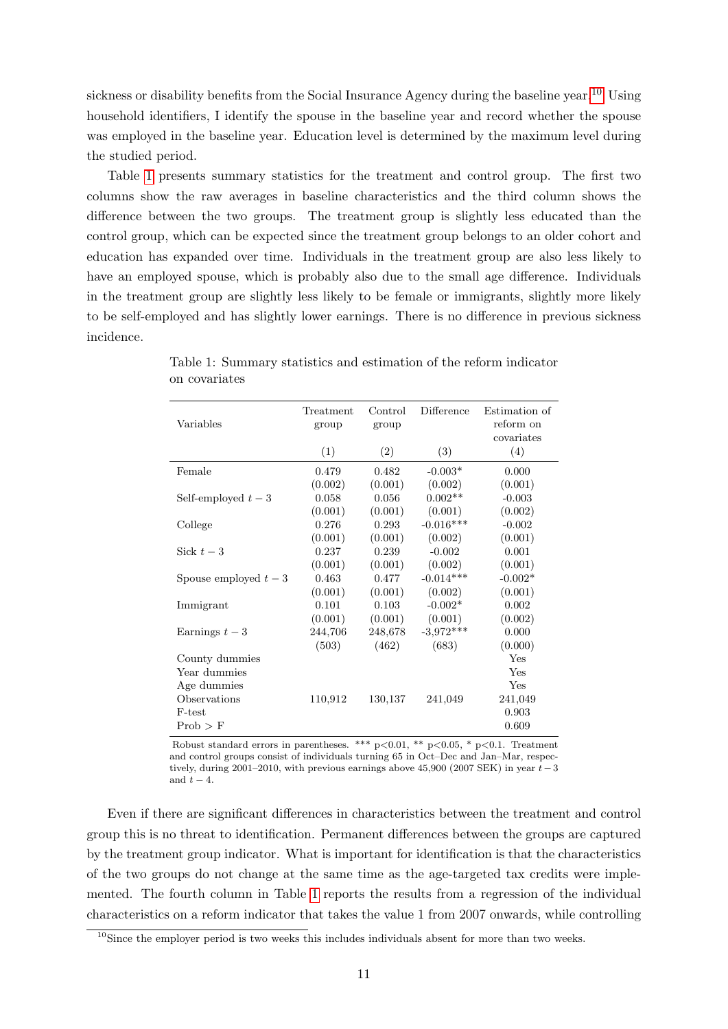sickness or disability benefits from the Social Insurance Agency during the baseline year.[10] Using household identifiers, I identify the spouse in the baseline year and record whether the spouse was employed in the baseline year. Education level is determined by the maximum level during the studied period.

Table 1 presents summary statistics for the treatment and control group. The first two columns show the raw averages in baseline characteristics and the third column shows the difference between the two groups. The treatment group is slightly less educated than the control group, which can be expected since the treatment group belongs to an older cohort and education has expanded over time. Individuals in the treatment group are also less likely to have an employed spouse, which is probably also due to the small age difference. Individuals in the treatment group are slightly less likely to be female or immigrants, slightly more likely to be self-employed and has slightly lower earnings. There is no difference in previous sickness incidence.

Table 1: Summary statistics and estimation of the reform indicator on covariates

| Variables | Treatment group | Control group | Difference | Estimation of reform on covariates |
|---|---|---|---|---|
| | (1) | (2) | (3) | (4) |
| Female | 0.479 | 0.482 | -0.003* | 0.000 |
| | (0.002) | (0.001) | (0.002) | (0.001) |
| Self-employed $t-3$ | 0.058 | 0.056 | 0.002** | -0.003 |
| | (0.001) | (0.001) | (0.001) | (0.002) |
| College | 0.276 | 0.293 | -0.016*** | -0.002 |
| | (0.001) | (0.001) | (0.002) | (0.001) |
| Sick $t-3$ | 0.237 | 0.239 | -0.002 | 0.001 |
| | (0.001) | (0.001) | (0.002) | (0.001) |
| Spouse employed $t-3$ | 0.463 | 0.477 | -0.014*** | -0.002* |
| | (0.001) | (0.001) | (0.002) | (0.001) |
| Immigrant | 0.101 | 0.103 | -0.002* | 0.002 |
| | (0.001) | (0.001) | (0.001) | (0.002) |
| Earnings $t-3$ | 244,706 | 248,678 | -3,972*** | 0.000 |
| | (503) | (462) | (683) | (0.000) |
| County dummies | | | | Yes |
| Year dummies | | | | Yes |
| Age dummies | | | | Yes |
| Observations | 110,912 | 130,137 | 241,049 | 241,049 |
| F-test | | | | 0.903 |
| Prob > F | | | | 0.609 |

Robust standard errors in parentheses. *** p<0.01, ** p<0.05, * p<0.1. Treatment and control groups consist of individuals turning 65 in Oct–Dec and Jan–Mar, respectively, during 2001–2010, with previous earnings above 45,900 (2007 SEK) in year $t-3$ and $t-4$.

Even if there are significant differences in characteristics between the treatment and control group this is no threat to identification. Permanent differences between the groups are captured by the treatment group indicator. What is important for identification is that the characteristics of the two groups do not change at the same time as the age-targeted tax credits were implemented. The fourth column in Table 1 reports the results from a regression of the individual characteristics on a reform indicator that takes the value 1 from 2007 onwards, while controlling

[10] Since the employer period is two weeks this includes individuals absent for more than two weeks.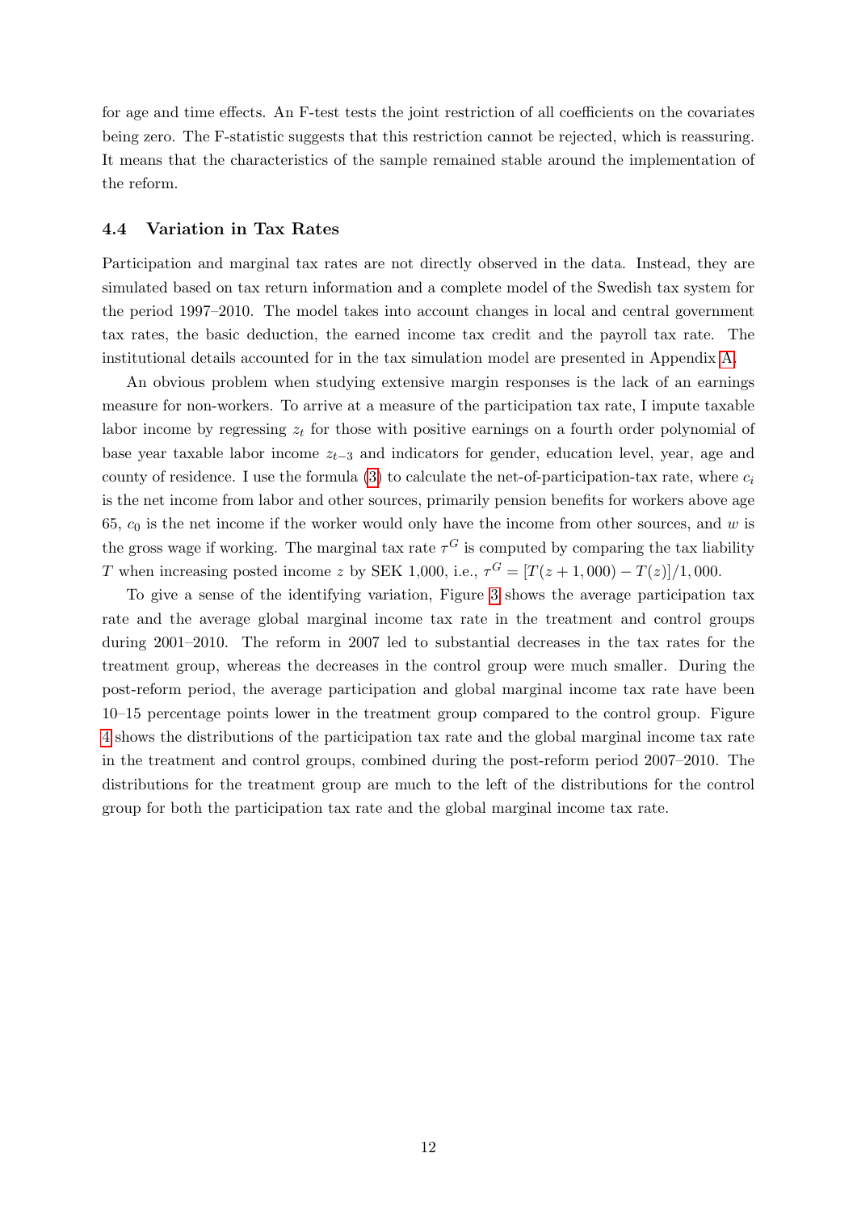for age and time effects. An F-test tests the joint restriction of all coefficients on the covariates being zero. The F-statistic suggests that this restriction cannot be rejected, which is reassuring. It means that the characteristics of the sample remained stable around the implementation of the reform.

### 4.4 Variation in Tax Rates

Participation and marginal tax rates are not directly observed in the data. Instead, they are simulated based on tax return information and a complete model of the Swedish tax system for the period 1997–2010. The model takes into account changes in local and central government tax rates, the basic deduction, the earned income tax credit and the payroll tax rate. The institutional details accounted for in the tax simulation model are presented in Appendix A.

An obvious problem when studying extensive margin responses is the lack of an earnings measure for non-workers. To arrive at a measure of the participation tax rate, I impute taxable labor income by regressing $z_t$ for those with positive earnings on a fourth order polynomial of base year taxable labor income $z_{t-3}$ and indicators for gender, education level, year, age and county of residence. I use the formula (3) to calculate the net-of-participation-tax rate, where $c_i$ is the net income from labor and other sources, primarily pension benefits for workers above age 65, $c_0$ is the net income if the worker would only have the income from other sources, and $w$ is the gross wage if working. The marginal tax rate $\tau^G$ is computed by comparing the tax liability $T$ when increasing posted income $z$ by SEK 1,000, i.e., $\tau^G = [T(z+1,000) - T(z)]/1,000$.

To give a sense of the identifying variation, Figure 3 shows the average participation tax rate and the average global marginal income tax rate in the treatment and control groups during 2001–2010. The reform in 2007 led to substantial decreases in the tax rates for the treatment group, whereas the decreases in the control group were much smaller. During the post-reform period, the average participation and global marginal income tax rate have been 10–15 percentage points lower in the treatment group compared to the control group. Figure 4 shows the distributions of the participation tax rate and the global marginal income tax rate in the treatment and control groups, combined during the post-reform period 2007–2010. The distributions for the treatment group are much to the left of the distributions for the control group for both the participation tax rate and the global marginal income tax rate.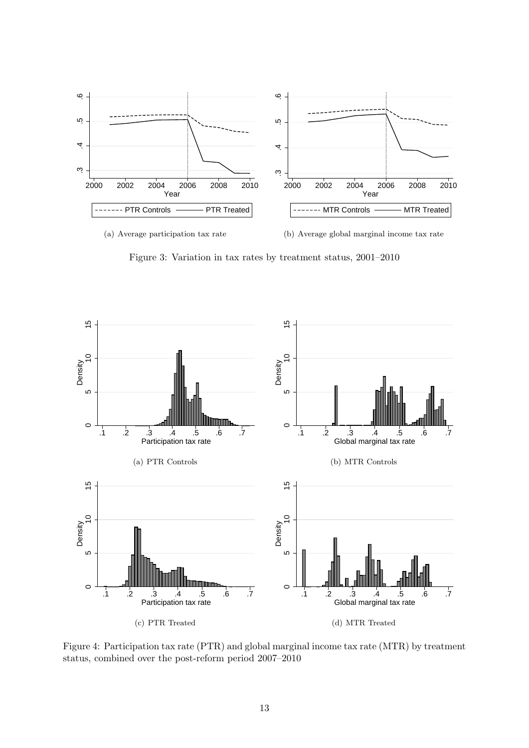(a) Average participation tax rate

(b) Average global marginal income tax rate

Figure 3: Variation in tax rates by treatment status, 2001–2010

(a) PTR Controls

(b) MTR Controls

(c) PTR Treated

(d) MTR Treated

Figure 4: Participation tax rate (PTR) and global marginal income tax rate (MTR) by treatment status, combined over the post-reform period 2007–2010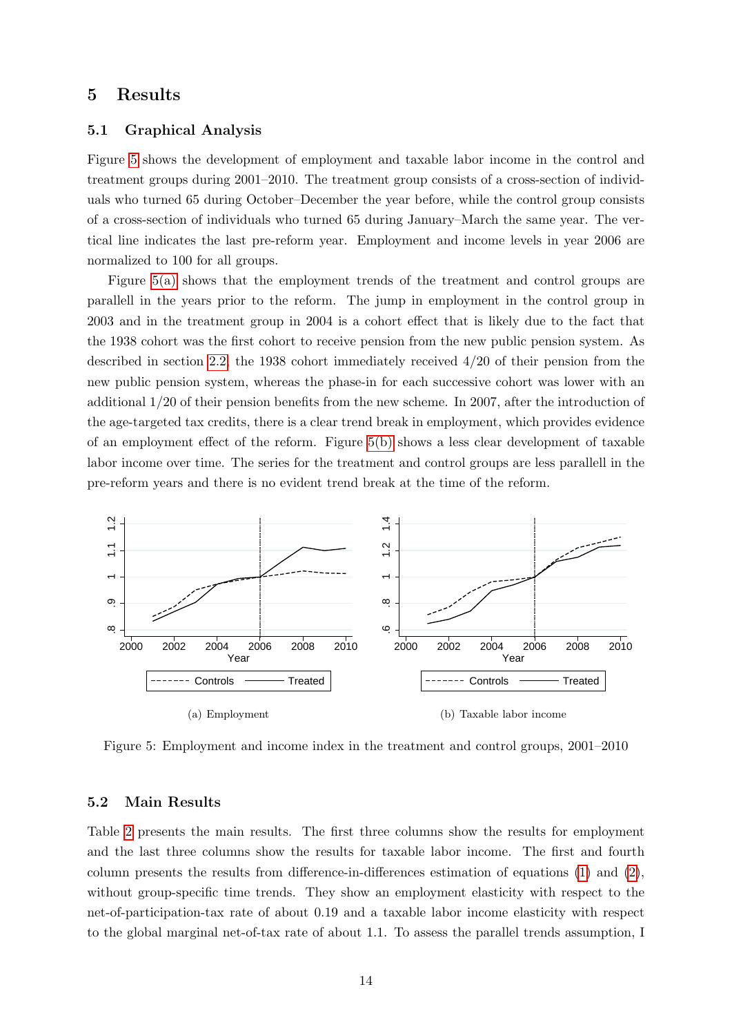## 5 Results

### 5.1 Graphical Analysis

Figure 5 shows the development of employment and taxable labor income in the control and treatment groups during 2001–2010. The treatment group consists of a cross-section of individuals who turned 65 during October–December the year before, while the control group consists of a cross-section of individuals who turned 65 during January–March the same year. The vertical line indicates the last pre-reform year. Employment and income levels in year 2006 are normalized to 100 for all groups.

Figure 5(a) shows that the employment trends of the treatment and control groups are parallell in the years prior to the reform. The jump in employment in the control group in 2003 and in the treatment group in 2004 is a cohort effect that is likely due to the fact that the 1938 cohort was the first cohort to receive pension from the new public pension system. As described in section 2.2, the 1938 cohort immediately received 4/20 of their pension from the new public pension system, whereas the phase-in for each successive cohort was lower with an additional 1/20 of their pension benefits from the new scheme. In 2007, after the introduction of the age-targeted tax credits, there is a clear trend break in employment, which provides evidence of an employment effect of the reform. Figure 5(b) shows a less clear development of taxable labor income over time. The series for the treatment and control groups are less parallell in the pre-reform years and there is no evident trend break at the time of the reform.

(a) Employment

(b) Taxable labor income

Figure 5: Employment and income index in the treatment and control groups, 2001–2010

### 5.2 Main Results

Table 2 presents the main results. The first three columns show the results for employment and the last three columns show the results for taxable labor income. The first and fourth column presents the results from difference-in-differences estimation of equations (1) and (2), without group-specific time trends. They show an employment elasticity with respect to the net-of-participation-tax rate of about 0.19 and a taxable labor income elasticity with respect to the global marginal net-of-tax rate of about 1.1. To assess the parallel trends assumption, I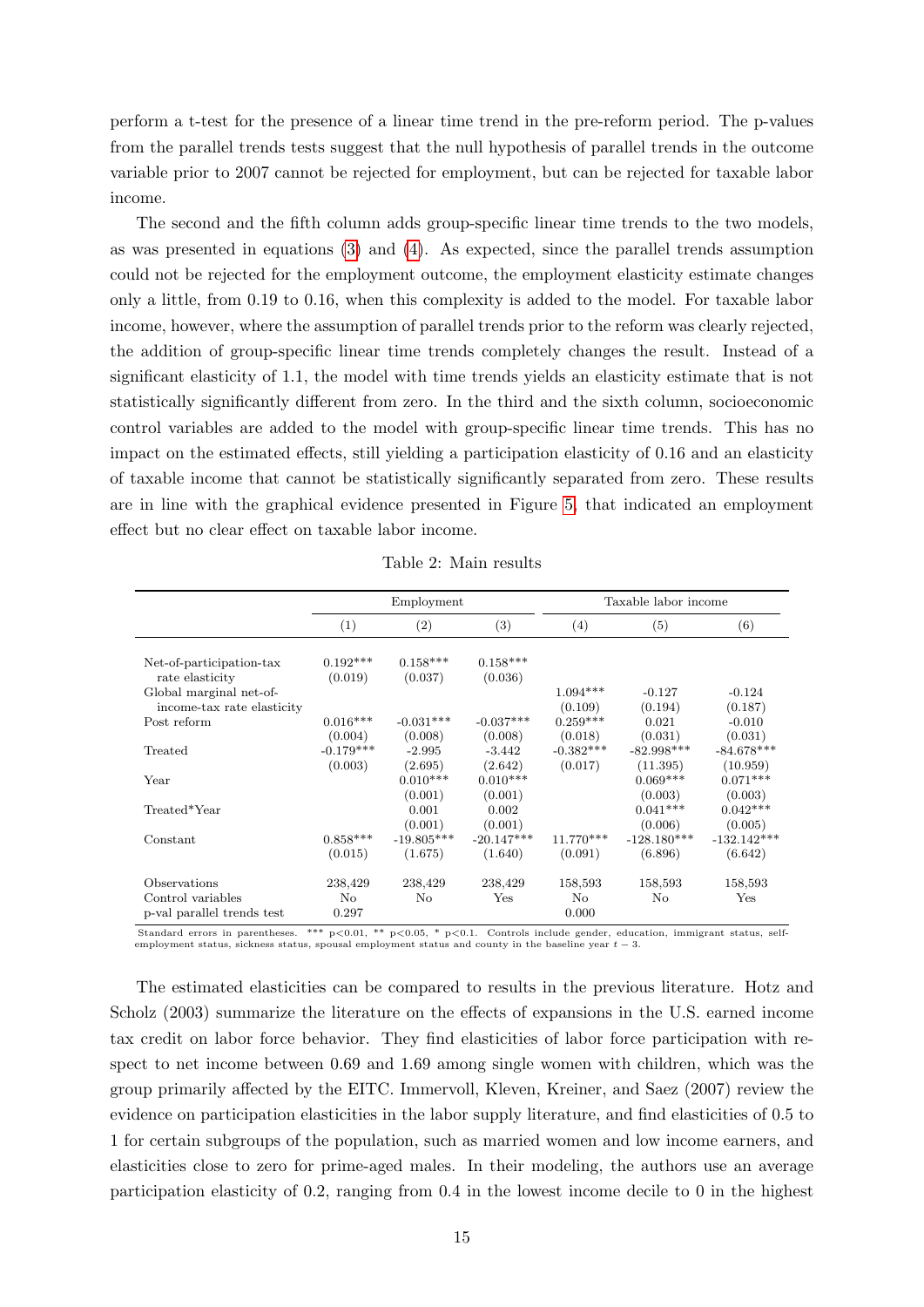perform a t-test for the presence of a linear time trend in the pre-reform period. The p-values from the parallel trends tests suggest that the null hypothesis of parallel trends in the outcome variable prior to 2007 cannot be rejected for employment, but can be rejected for taxable labor income.

The second and the fifth column adds group-specific linear time trends to the two models, as was presented in equations (3) and (4). As expected, since the parallel trends assumption could not be rejected for the employment outcome, the employment elasticity estimate changes only a little, from 0.19 to 0.16, when this complexity is added to the model. For taxable labor income, however, where the assumption of parallel trends prior to the reform was clearly rejected, the addition of group-specific linear time trends completely changes the result. Instead of a significant elasticity of 1.1, the model with time trends yields an elasticity estimate that is not statistically significantly different from zero. In the third and the sixth column, socioeconomic control variables are added to the model with group-specific linear time trends. This has no impact on the estimated effects, still yielding a participation elasticity of 0.16 and an elasticity of taxable income that cannot be statistically significantly separated from zero. These results are in line with the graphical evidence presented in Figure 5, that indicated an employment effect but no clear effect on taxable labor income.

Table 2: Main results

| | Employment | | | Taxable labor income | | |
|---|---|---|---|---|---|---|
| | (1) | (2) | (3) | (4) | (5) | (6) |
| Net-of-participation-tax rate elasticity | 0.192*** | 0.158*** | 0.158*** | | | |
| | (0.019) | (0.037) | (0.036) | | | |
| Global marginal net-of-income-tax rate elasticity | | | | 1.094*** | -0.127 | -0.124 |
| | | | | (0.109) | (0.194) | (0.187) |
| Post reform | 0.016*** | -0.031*** | -0.037*** | 0.259*** | 0.021 | -0.010 |
| | (0.004) | (0.008) | (0.008) | (0.018) | (0.031) | (0.031) |
| Treated | -0.179*** | -2.995 | -3.442 | -0.382*** | -82.998*** | -84.678*** |
| | (0.003) | (2.695) | (2.642) | (0.017) | (11.395) | (10.959) |
| Year | | 0.010*** | 0.010*** | | 0.069*** | 0.071*** |
| | | (0.001) | (0.001) | | (0.003) | (0.003) |
| Treated*Year | | 0.001 | 0.002 | | 0.041*** | 0.042*** |
| | | (0.001) | (0.001) | | (0.006) | (0.005) |
| Constant | 0.858*** | -19.805*** | -20.147*** | 11.770*** | -128.180*** | -132.142*** |
| | (0.015) | (1.675) | (1.640) | (0.091) | (6.896) | (6.642) |
| Observations | 238,429 | 238,429 | 238,429 | 158,593 | 158,593 | 158,593 |
| Control variables | No | No | Yes | No | No | Yes |
| p-val parallel trends test | 0.297 | | | 0.000 | | |

Standard errors in parentheses. *** p<0.01, ** p<0.05, * p<0.1. Controls include gender, education, immigrant status, self-employment status, sickness status, spousal employment status and county in the baseline year $t-3$.

The estimated elasticities can be compared to results in the previous literature. Hotz and Scholz (2003) summarize the literature on the effects of expansions in the U.S. earned income tax credit on labor force behavior. They find elasticities of labor force participation with respect to net income between 0.69 and 1.69 among single women with children, which was the group primarily affected by the EITC. Immervoll, Kleven, Kreiner, and Saez (2007) review the evidence on participation elasticities in the labor supply literature, and find elasticities of 0.5 to 1 for certain subgroups of the population, such as married women and low income earners, and elasticities close to zero for prime-aged males. In their modeling, the authors use an average participation elasticity of 0.2, ranging from 0.4 in the lowest income decile to 0 in the highest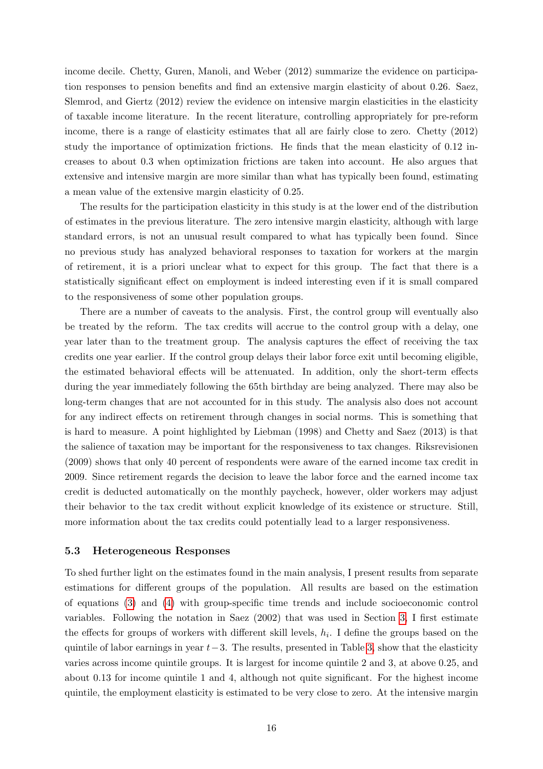income decile. Chetty, Guren, Manoli, and Weber (2012) summarize the evidence on participation responses to pension benefits and find an extensive margin elasticity of about 0.26. Saez, Slemrod, and Giertz (2012) review the evidence on intensive margin elasticities in the elasticity of taxable income literature. In the recent literature, controlling appropriately for pre-reform income, there is a range of elasticity estimates that all are fairly close to zero. Chetty (2012) study the importance of optimization frictions. He finds that the mean elasticity of 0.12 increases to about 0.3 when optimization frictions are taken into account. He also argues that extensive and intensive margin are more similar than what has typically been found, estimating a mean value of the extensive margin elasticity of 0.25.

The results for the participation elasticity in this study is at the lower end of the distribution of estimates in the previous literature. The zero intensive margin elasticity, although with large standard errors, is not an unusual result compared to what has typically been found. Since no previous study has analyzed behavioral responses to taxation for workers at the margin of retirement, it is a priori unclear what to expect for this group. The fact that there is a statistically significant effect on employment is indeed interesting even if it is small compared to the responsiveness of some other population groups.

There are a number of caveats to the analysis. First, the control group will eventually also be treated by the reform. The tax credits will accrue to the control group with a delay, one year later than to the treatment group. The analysis captures the effect of receiving the tax credits one year earlier. If the control group delays their labor force exit until becoming eligible, the estimated behavioral effects will be attenuated. In addition, only the short-term effects during the year immediately following the 65th birthday are being analyzed. There may also be long-term changes that are not accounted for in this study. The analysis also does not account for any indirect effects on retirement through changes in social norms. This is something that is hard to measure. A point highlighted by Liebman (1998) and Chetty and Saez (2013) is that the salience of taxation may be important for the responsiveness to tax changes. Riksrevisionen (2009) shows that only 40 percent of respondents were aware of the earned income tax credit in 2009. Since retirement regards the decision to leave the labor force and the earned income tax credit is deducted automatically on the monthly paycheck, however, older workers may adjust their behavior to the tax credit without explicit knowledge of its existence or structure. Still, more information about the tax credits could potentially lead to a larger responsiveness.

### 5.3 Heterogeneous Responses

To shed further light on the estimates found in the main analysis, I present results from separate estimations for different groups of the population. All results are based on the estimation of equations (3) and (4) with group-specific time trends and include socioeconomic control variables. Following the notation in Saez (2002) that was used in Section 3, I first estimate the effects for groups of workers with different skill levels, $h_i$. I define the groups based on the quintile of labor earnings in year $t-3$. The results, presented in Table 3, show that the elasticity varies across income quintile groups. It is largest for income quintile 2 and 3, at above 0.25, and about 0.13 for income quintile 1 and 4, although not quite significant. For the highest income quintile, the employment elasticity is estimated to be very close to zero. At the intensive margin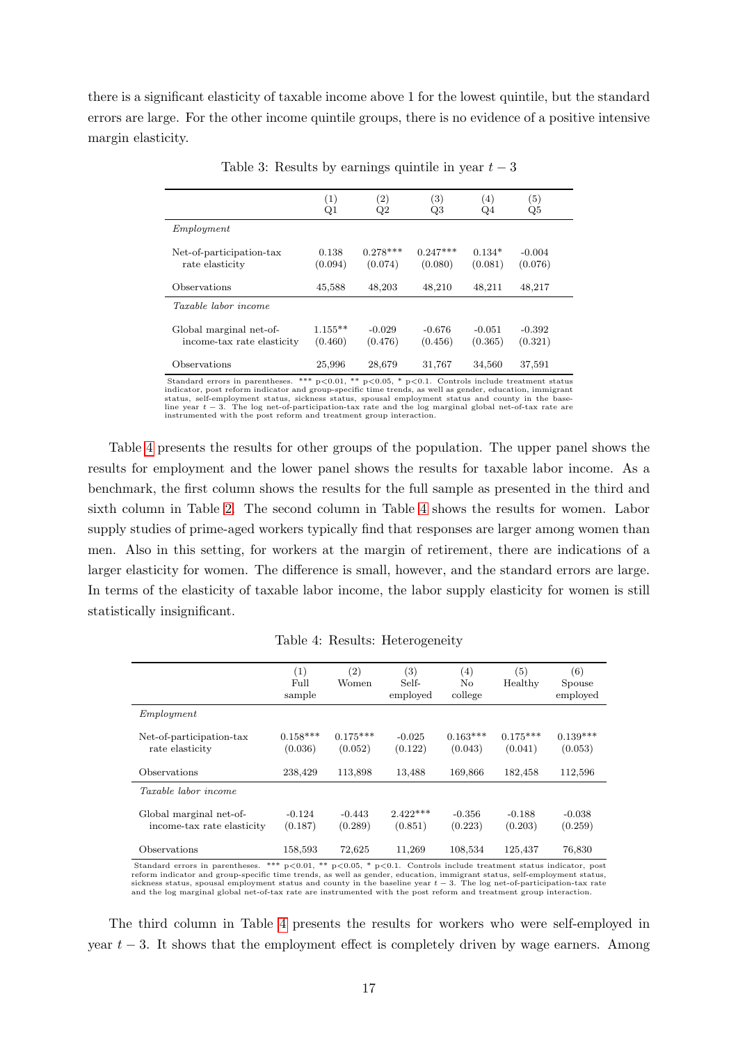there is a significant elasticity of taxable income above 1 for the lowest quintile, but the standard errors are large. For the other income quintile groups, there is no evidence of a positive intensive margin elasticity.

Table 3: Results by earnings quintile in year $t-3$

| | (1) Q1 | (2) Q2 | (3) Q3 | (4) Q4 | (5) Q5 |
|---|---|---|---|---|---|
| *Employment* | | | | | |
| Net-of-participation-tax rate elasticity | 0.138 (0.094) | 0.278*** (0.074) | 0.247*** (0.080) | 0.134* (0.081) | -0.004 (0.076) |
| Observations | 45,588 | 48,203 | 48,210 | 48,211 | 48,217 |
| *Taxable labor income* | | | | | |
| Global marginal net-of-income-tax rate elasticity | 1.155** (0.460) | -0.029 (0.476) | -0.676 (0.456) | -0.051 (0.365) | -0.392 (0.321) |
| Observations | 25,996 | 28,679 | 31,767 | 34,560 | 37,591 |

Standard errors in parentheses. *** p<0.01, ** p<0.05, * p<0.1. Controls include treatment status indicator, post reform indicator and group-specific time trends, as well as gender, education, immigrant status, self-employment status, sickness status, spousal employment status and county in the baseline year $t-3$. The log net-of-participation-tax rate and the log marginal global net-of-tax rate are instrumented with the post reform and treatment group interaction.

Table 4 presents the results for other groups of the population. The upper panel shows the results for employment and the lower panel shows the results for taxable labor income. As a benchmark, the first column shows the results for the full sample as presented in the third and sixth column in Table 2. The second column in Table 4 shows the results for women. Labor supply studies of prime-aged workers typically find that responses are larger among women than men. Also in this setting, for workers at the margin of retirement, there are indications of a larger elasticity for women. The difference is small, however, and the standard errors are large. In terms of the elasticity of taxable labor income, the labor supply elasticity for women is still statistically insignificant.

Table 4: Results: Heterogeneity

| | (1) Full sample | (2) Women | (3) Self-employed | (4) No college | (5) Healthy | (6) Spouse employed |
|---|---|---|---|---|---|---|
| *Employment* | | | | | | |
| Net-of-participation-tax rate elasticity | 0.158*** (0.036) | 0.175*** (0.052) | -0.025 (0.122) | 0.163*** (0.043) | 0.175*** (0.041) | 0.139*** (0.053) |
| Observations | 238,429 | 113,898 | 13,488 | 169,866 | 182,458 | 112,596 |
| *Taxable labor income* | | | | | | |
| Global marginal net-of-income-tax rate elasticity | -0.124 (0.187) | -0.443 (0.289) | 2.422*** (0.851) | -0.356 (0.223) | -0.188 (0.203) | -0.038 (0.259) |
| Observations | 158,593 | 72,625 | 11,269 | 108,534 | 125,437 | 76,830 |

Standard errors in parentheses. *** p<0.01, ** p<0.05, * p<0.1. Controls include treatment status indicator, post reform indicator and group-specific time trends, as well as gender, education, immigrant status, self-employment status, sickness status, spousal employment status and county in the baseline year $t-3$. The log net-of-participation-tax rate and the log marginal global net-of-tax rate are instrumented with the post reform and treatment group interaction.

The third column in Table 4 presents the results for workers who were self-employed in year $t-3$. It shows that the employment effect is completely driven by wage earners. Among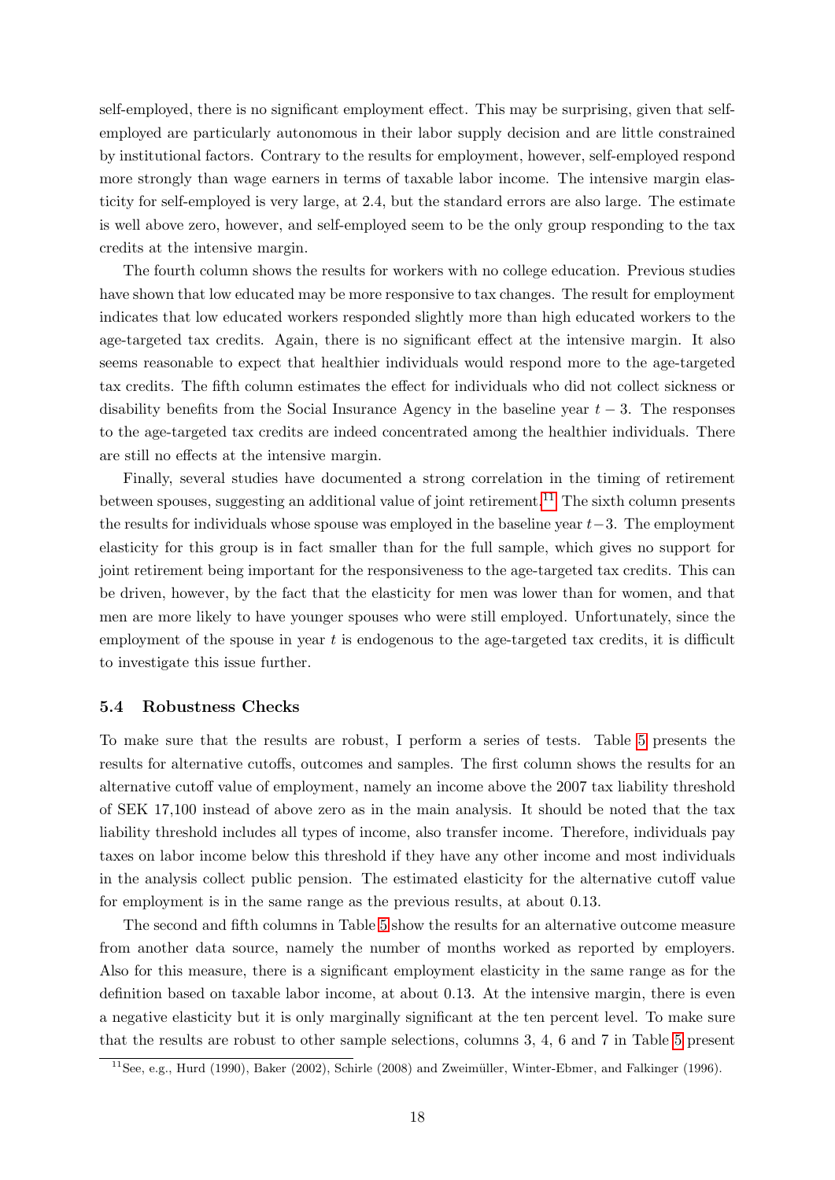self-employed, there is no significant employment effect. This may be surprising, given that self-employed are particularly autonomous in their labor supply decision and are little constrained by institutional factors. Contrary to the results for employment, however, self-employed respond more strongly than wage earners in terms of taxable labor income. The intensive margin elasticity for self-employed is very large, at 2.4, but the standard errors are also large. The estimate is well above zero, however, and self-employed seem to be the only group responding to the tax credits at the intensive margin.

The fourth column shows the results for workers with no college education. Previous studies have shown that low educated may be more responsive to tax changes. The result for employment indicates that low educated workers responded slightly more than high educated workers to the age-targeted tax credits. Again, there is no significant effect at the intensive margin. It also seems reasonable to expect that healthier individuals would respond more to the age-targeted tax credits. The fifth column estimates the effect for individuals who did not collect sickness or disability benefits from the Social Insurance Agency in the baseline year $t-3$. The responses to the age-targeted tax credits are indeed concentrated among the healthier individuals. There are still no effects at the intensive margin.

Finally, several studies have documented a strong correlation in the timing of retirement between spouses, suggesting an additional value of joint retirement.[11] The sixth column presents the results for individuals whose spouse was employed in the baseline year $t-3$. The employment elasticity for this group is in fact smaller than for the full sample, which gives no support for joint retirement being important for the responsiveness to the age-targeted tax credits. This can be driven, however, by the fact that the elasticity for men was lower than for women, and that men are more likely to have younger spouses who were still employed. Unfortunately, since the employment of the spouse in year $t$ is endogenous to the age-targeted tax credits, it is difficult to investigate this issue further.

### 5.4 Robustness Checks

To make sure that the results are robust, I perform a series of tests. Table 5 presents the results for alternative cutoffs, outcomes and samples. The first column shows the results for an alternative cutoff value of employment, namely an income above the 2007 tax liability threshold of SEK 17,100 instead of above zero as in the main analysis. It should be noted that the tax liability threshold includes all types of income, also transfer income. Therefore, individuals pay taxes on labor income below this threshold if they have any other income and most individuals in the analysis collect public pension. The estimated elasticity for the alternative cutoff value for employment is in the same range as the previous results, at about 0.13.

The second and fifth columns in Table 5 show the results for an alternative outcome measure from another data source, namely the number of months worked as reported by employers. Also for this measure, there is a significant employment elasticity in the same range as for the definition based on taxable labor income, at about 0.13. At the intensive margin, there is even a negative elasticity but it is only marginally significant at the ten percent level. To make sure that the results are robust to other sample selections, columns 3, 4, 6 and 7 in Table 5 present

[11] See, e.g., Hurd (1990), Baker (2002), Schirle (2008) and Zweimüller, Winter-Ebmer, and Falkinger (1996).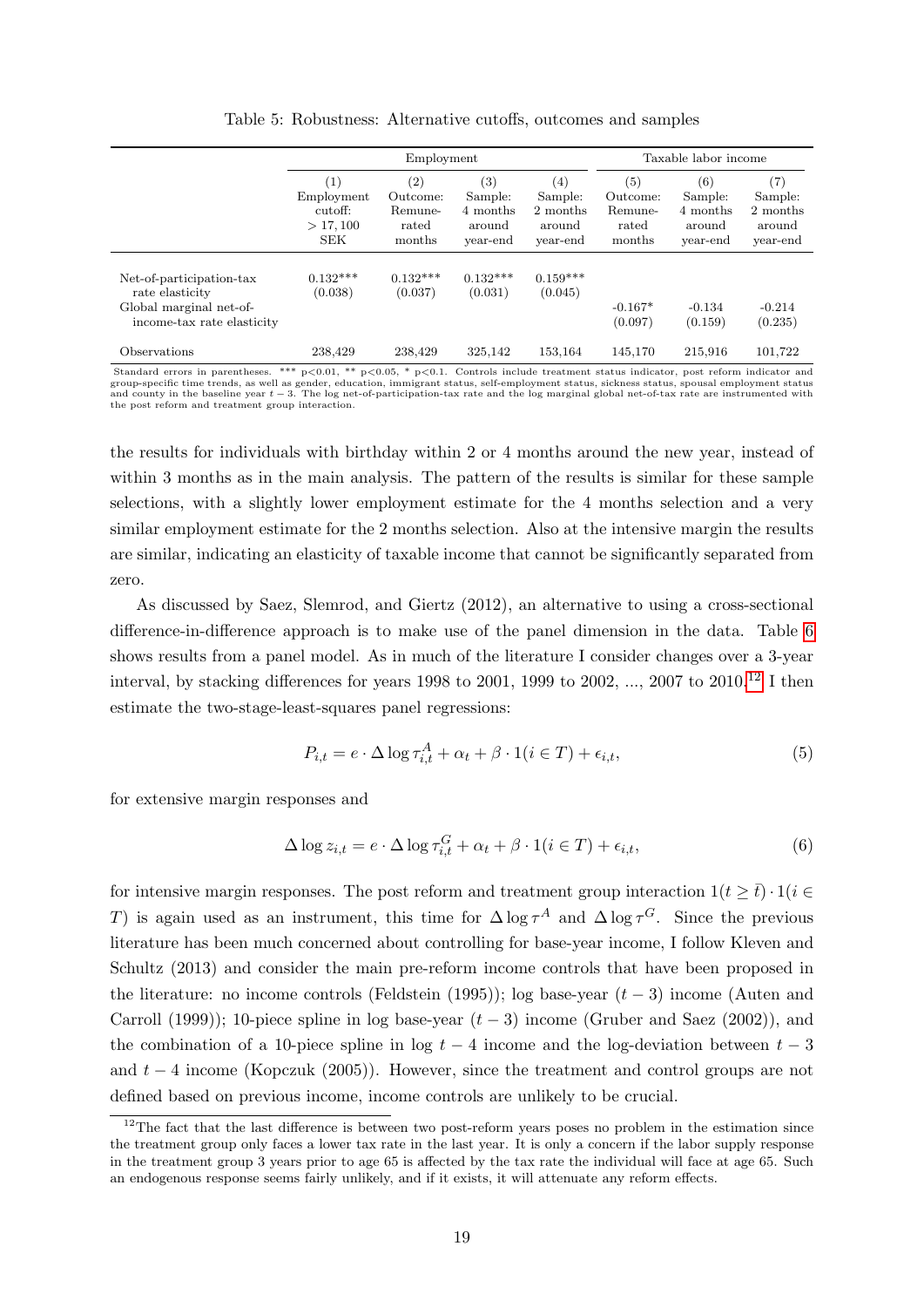Table 5: Robustness: Alternative cutoffs, outcomes and samples

| | Employment | | | | Taxable labor income | | |
|---|---|---|---|---|---|---|---|
| | (1) Employment cutoff: $> 17,100$ SEK | (2) Outcome: Remune-rated months | (3) Sample: 4 months around year-end | (4) Sample: 2 months around year-end | (5) Outcome: Remune-rated months | (6) Sample: 4 months around year-end | (7) Sample: 2 months around year-end |
| Net-of-participation-tax rate elasticity | 0.132*** | 0.132*** | 0.132*** | 0.159*** | | | |
| | (0.038) | (0.037) | (0.031) | (0.045) | | | |
| Global marginal net-of-income-tax rate elasticity | | | | | -0.167* | -0.134 | -0.214 |
| | | | | | (0.097) | (0.159) | (0.235) |
| Observations | 238,429 | 238,429 | 325,142 | 153,164 | 145,170 | 215,916 | 101,722 |

Standard errors in parentheses. *** p<0.01, ** p<0.05, * p<0.1. Controls include treatment status indicator, post reform indicator and group-specific time trends, as well as gender, education, immigrant status, self-employment status, sickness status, spousal employment status and county in the baseline year $t-3$. The log net-of-participation-tax rate and the log marginal global net-of-tax rate are instrumented with the post reform and treatment group interaction.

the results for individuals with birthday within 2 or 4 months around the new year, instead of within 3 months as in the main analysis. The pattern of the results is similar for these sample selections, with a slightly lower employment estimate for the 4 months selection and a very similar employment estimate for the 2 months selection. Also at the intensive margin the results are similar, indicating an elasticity of taxable income that cannot be significantly separated from zero.

As discussed by Saez, Slemrod, and Giertz (2012), an alternative to using a cross-sectional difference-in-difference approach is to make use of the panel dimension in the data. Table 6 shows results from a panel model. As in much of the literature I consider changes over a 3-year interval, by stacking differences for years 1998 to 2001, 1999 to 2002, ..., 2007 to 2010.[12] I then estimate the two-stage-least-squares panel regressions:

$$P_{i,t} = e \cdot \Delta \log \tau_{i,t}^{A} + \alpha_t + \beta \cdot 1(i \in T) + \epsilon_{i,t}, \tag{5}$$

for extensive margin responses and

$$\Delta \log z_{i,t} = e \cdot \Delta \log \tau_{i,t}^{G} + \alpha_t + \beta \cdot 1(i \in T) + \epsilon_{i,t}, \tag{6}$$

for intensive margin responses. The post reform and treatment group interaction $1(t \geq \bar{t}) \cdot 1(i \in T)$ is again used as an instrument, this time for $\Delta \log \tau^{A}$ and $\Delta \log \tau^{G}$. Since the previous literature has been much concerned about controlling for base-year income, I follow Kleven and Schultz (2013) and consider the main pre-reform income controls that have been proposed in the literature: no income controls (Feldstein (1995)); log base-year $(t-3)$ income (Auten and Carroll (1999)); 10-piece spline in log base-year $(t-3)$ income (Gruber and Saez (2002)), and the combination of a 10-piece spline in log $t-4$ income and the log-deviation between $t-3$ and $t-4$ income (Kopczuk (2005)). However, since the treatment and control groups are not defined based on previous income, income controls are unlikely to be crucial.

[12] The fact that the last difference is between two post-reform years poses no problem in the estimation since the treatment group only faces a lower tax rate in the last year. It is only a concern if the labor supply response in the treatment group 3 years prior to age 65 is affected by the tax rate the individual will face at age 65. Such an endogenous response seems fairly unlikely, and if it exists, it will attenuate any reform effects.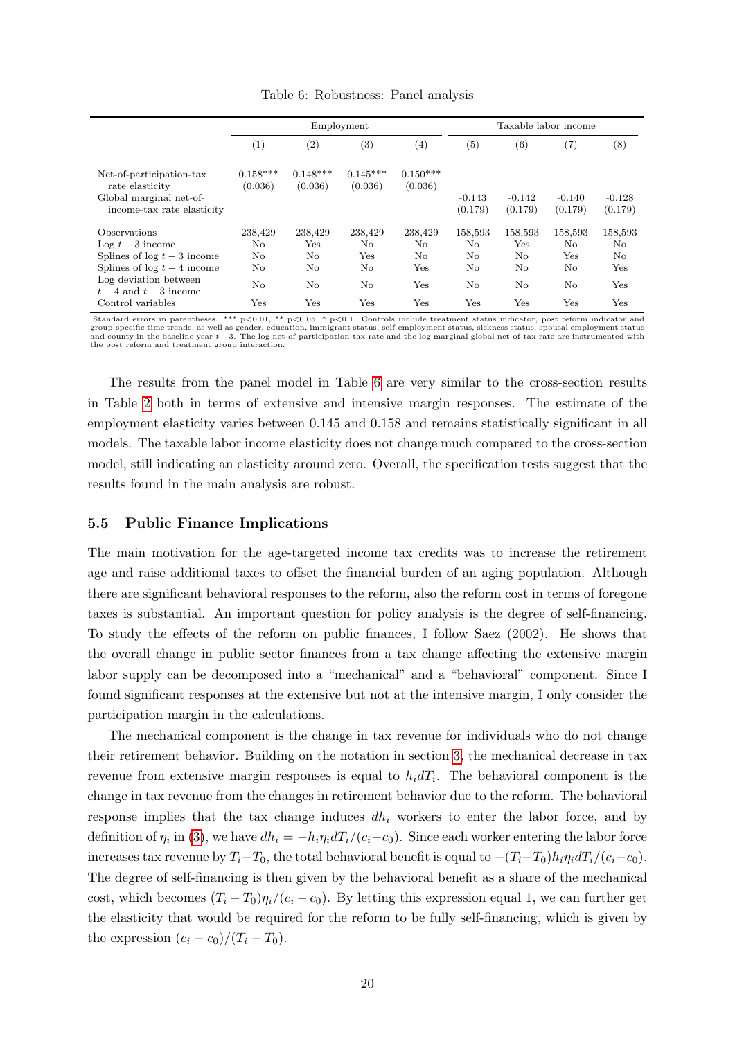Table 6: Robustness: Panel analysis

| | Employment | | | | Taxable labor income | | | |
|---|---|---|---|---|---|---|---|---|
| | (1) | (2) | (3) | (4) | (5) | (6) | (7) | (8) |
| Net-of-participation-tax rate elasticity | 0.158*** | 0.148*** | 0.145*** | 0.150*** | | | | |
| | (0.036) | (0.036) | (0.036) | (0.036) | | | | |
| Global marginal net-of-income-tax rate elasticity | | | | | -0.143 | -0.142 | -0.140 | -0.128 |
| | | | | | (0.179) | (0.179) | (0.179) | (0.179) |
| Observations | 238,429 | 238,429 | 238,429 | 238,429 | 158,593 | 158,593 | 158,593 | 158,593 |
| Log $t-3$ income | No | Yes | No | No | No | Yes | No | No |
| Splines of log $t-3$ income | No | No | Yes | No | No | No | Yes | No |
| Splines of log $t-4$ income | No | No | No | Yes | No | No | No | Yes |
| Log deviation between $t-4$ and $t-3$ income | No | No | No | Yes | No | No | No | Yes |
| Control variables | Yes | Yes | Yes | Yes | Yes | Yes | Yes | Yes |

Standard errors in parentheses. *** p<0.01, ** p<0.05, * p<0.1. Controls include treatment status indicator, post reform indicator and group-specific time trends, as well as gender, education, immigrant status, self-employment status, sickness status, spousal employment status and county in the baseline year $t-3$. The log net-of-participation-tax rate and the log marginal global net-of-tax rate are instrumented with the post reform and treatment group interaction.

The results from the panel model in Table 6 are very similar to the cross-section results in Table 2 both in terms of extensive and intensive margin responses. The estimate of the employment elasticity varies between 0.145 and 0.158 and remains statistically significant in all models. The taxable labor income elasticity does not change much compared to the cross-section model, still indicating an elasticity around zero. Overall, the specification tests suggest that the results found in the main analysis are robust.

### 5.5 Public Finance Implications

The main motivation for the age-targeted income tax credits was to increase the retirement age and raise additional taxes to offset the financial burden of an aging population. Although there are significant behavioral responses to the reform, also the reform cost in terms of foregone taxes is substantial. An important question for policy analysis is the degree of self-financing. To study the effects of the reform on public finances, I follow Saez (2002). He shows that the overall change in public sector finances from a tax change affecting the extensive margin labor supply can be decomposed into a "mechanical" and a "behavioral" component. Since I found significant responses at the extensive but not at the intensive margin, I only consider the participation margin in the calculations.

The mechanical component is the change in tax revenue for individuals who do not change their retirement behavior. Building on the notation in section 3, the mechanical decrease in tax revenue from extensive margin responses is equal to $h_i dT_i$. The behavioral component is the change in tax revenue from the changes in retirement behavior due to the reform. The behavioral response implies that the tax change induces $dh_i$ workers to enter the labor force, and by definition of $\eta_i$ in (3), we have $dh_i = -h_i\eta_i dT_i/(c_i - c_0)$. Since each worker entering the labor force increases tax revenue by $T_i - T_0$, the total behavioral benefit is equal to $-(T_i - T_0)h_i\eta_i dT_i/(c_i - c_0)$. The degree of self-financing is then given by the behavioral benefit as a share of the mechanical cost, which becomes $(T_i - T_0)\eta_i/(c_i - c_0)$. By letting this expression equal 1, we can further get the elasticity that would be required for the reform to be fully self-financing, which is given by the expression $(c_i - c_0)/(T_i - T_0)$.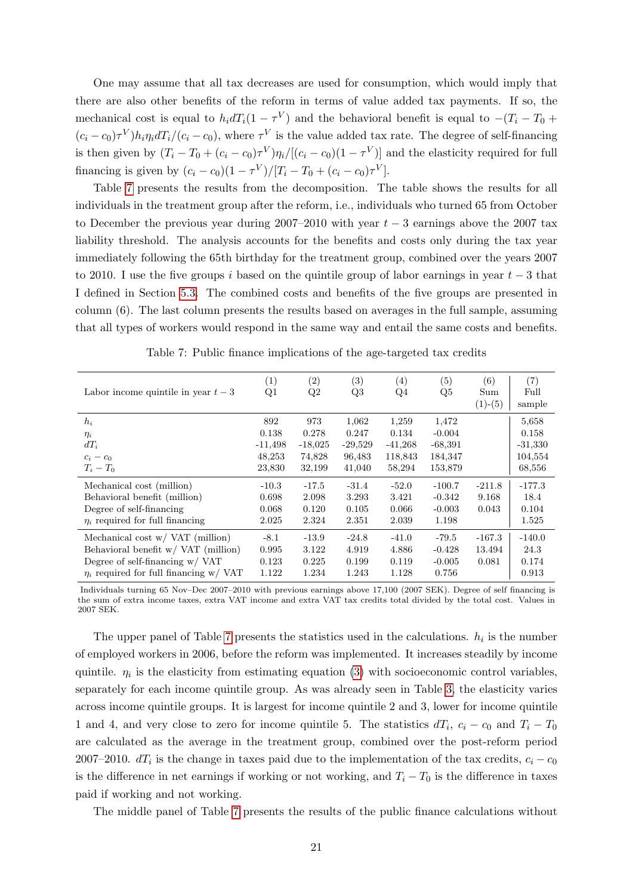One may assume that all tax decreases are used for consumption, which would imply that there are also other benefits of the reform in terms of value added tax payments. If so, the mechanical cost is equal to $h_i dT_i(1-\tau^V)$ and the behavioral benefit is equal to $-(T_i - T_0 + (c_i - c_0)\tau^V)h_i\eta_i dT_i/(c_i - c_0)$, where $\tau^V$ is the value added tax rate. The degree of self-financing is then given by $(T_i - T_0 + (c_i - c_0)\tau^V)\eta_i/[(c_i - c_0)(1-\tau^V)]$ and the elasticity required for full financing is given by $(c_i - c_0)(1-\tau^V)/[T_i - T_0 + (c_i - c_0)\tau^V]$.

Table 7 presents the results from the decomposition. The table shows the results for all individuals in the treatment group after the reform, i.e., individuals who turned 65 from October to December the previous year during 2007–2010 with year $t-3$ earnings above the 2007 tax liability threshold. The analysis accounts for the benefits and costs only during the tax year immediately following the 65th birthday for the treatment group, combined over the years 2007 to 2010. I use the five groups $i$ based on the quintile group of labor earnings in year $t-3$ that I defined in Section 5.3. The combined costs and benefits of the five groups are presented in column (6). The last column presents the results based on averages in the full sample, assuming that all types of workers would respond in the same way and entail the same costs and benefits.

Table 7: Public finance implications of the age-targeted tax credits

| Labor income quintile in year $t-3$ | (1) Q1 | (2) Q2 | (3) Q3 | (4) Q4 | (5) Q5 | (6) Sum (1)-(5) | (7) Full sample |
|---|---|---|---|---|---|---|---|
| $h_i$ | 892 | 973 | 1,062 | 1,259 | 1,472 | | 5,658 |
| $\eta_i$ | 0.138 | 0.278 | 0.247 | 0.134 | -0.004 | | 0.158 |
| $dT_i$ | -11,498 | -18,025 | -29,529 | -41,268 | -68,391 | | -31,330 |
| $c_i - c_0$ | 48,253 | 74,828 | 96,483 | 118,843 | 184,347 | | 104,554 |
| $T_i - T_0$ | 23,830 | 32,199 | 41,040 | 58,294 | 153,879 | | 68,556 |
| Mechanical cost (million) | -10.3 | -17.5 | -31.4 | -52.0 | -100.7 | -211.8 | -177.3 |
| Behavioral benefit (million) | 0.698 | 2.098 | 3.293 | 3.421 | -0.342 | 9.168 | 18.4 |
| Degree of self-financing | 0.068 | 0.120 | 0.105 | 0.066 | -0.003 | 0.043 | 0.104 |
| $\eta_i$ required for full financing | 2.025 | 2.324 | 2.351 | 2.039 | 1.198 | | 1.525 |
| Mechanical cost w/ VAT (million) | -8.1 | -13.9 | -24.8 | -41.0 | -79.5 | -167.3 | -140.0 |
| Behavioral benefit w/ VAT (million) | 0.995 | 3.122 | 4.919 | 4.886 | -0.428 | 13.494 | 24.3 |
| Degree of self-financing w/ VAT | 0.123 | 0.225 | 0.199 | 0.119 | -0.005 | 0.081 | 0.174 |
| $\eta_i$ required for full financing w/ VAT | 1.122 | 1.234 | 1.243 | 1.128 | 0.756 | | 0.913 |

Individuals turning 65 Nov–Dec 2007–2010 with previous earnings above 17,100 (2007 SEK). Degree of self financing is the sum of extra income taxes, extra VAT income and extra VAT tax credits total divided by the total cost. Values in 2007 SEK.

The upper panel of Table 7 presents the statistics used in the calculations. $h_i$ is the number of employed workers in 2006, before the reform was implemented. It increases steadily by income quintile. $\eta_i$ is the elasticity from estimating equation (3) with socioeconomic control variables, separately for each income quintile group. As was already seen in Table 3, the elasticity varies across income quintile groups. It is largest for income quintile 2 and 3, lower for income quintile 1 and 4, and very close to zero for income quintile 5. The statistics $dT_i$, $c_i - c_0$ and $T_i - T_0$ are calculated as the average in the treatment group, combined over the post-reform period 2007–2010. $dT_i$ is the change in taxes paid due to the implementation of the tax credits, $c_i - c_0$ is the difference in net earnings if working or not working, and $T_i - T_0$ is the difference in taxes paid if working and not working.

The middle panel of Table 7 presents the results of the public finance calculations without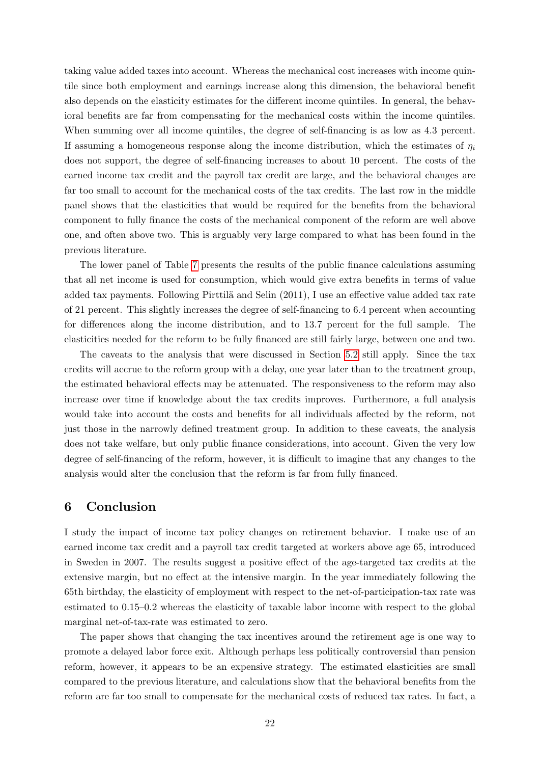taking value added taxes into account. Whereas the mechanical cost increases with income quintile since both employment and earnings increase along this dimension, the behavioral benefit also depends on the elasticity estimates for the different income quintiles. In general, the behavioral benefits are far from compensating for the mechanical costs within the income quintiles. When summing over all income quintiles, the degree of self-financing is as low as 4.3 percent. If assuming a homogeneous response along the income distribution, which the estimates of $\eta_i$ does not support, the degree of self-financing increases to about 10 percent. The costs of the earned income tax credit and the payroll tax credit are large, and the behavioral changes are far too small to account for the mechanical costs of the tax credits. The last row in the middle panel shows that the elasticities that would be required for the benefits from the behavioral component to fully finance the costs of the mechanical component of the reform are well above one, and often above two. This is arguably very large compared to what has been found in the previous literature.

The lower panel of Table 7 presents the results of the public finance calculations assuming that all net income is used for consumption, which would give extra benefits in terms of value added tax payments. Following Pirttilä and Selin (2011), I use an effective value added tax rate of 21 percent. This slightly increases the degree of self-financing to 6.4 percent when accounting for differences along the income distribution, and to 13.7 percent for the full sample. The elasticities needed for the reform to be fully financed are still fairly large, between one and two.

The caveats to the analysis that were discussed in Section 5.2 still apply. Since the tax credits will accrue to the reform group with a delay, one year later than to the treatment group, the estimated behavioral effects may be attenuated. The responsiveness to the reform may also increase over time if knowledge about the tax credits improves. Furthermore, a full analysis would take into account the costs and benefits for all individuals affected by the reform, not just those in the narrowly defined treatment group. In addition to these caveats, the analysis does not take welfare, but only public finance considerations, into account. Given the very low degree of self-financing of the reform, however, it is difficult to imagine that any changes to the analysis would alter the conclusion that the reform is far from fully financed.

# 6 Conclusion

I study the impact of income tax policy changes on retirement behavior. I make use of an earned income tax credit and a payroll tax credit targeted at workers above age 65, introduced in Sweden in 2007. The results suggest a positive effect of the age-targeted tax credits at the extensive margin, but no effect at the intensive margin. In the year immediately following the 65th birthday, the elasticity of employment with respect to the net-of-participation-tax rate was estimated to 0.15–0.2 whereas the elasticity of taxable labor income with respect to the global marginal net-of-tax-rate was estimated to zero.

The paper shows that changing the tax incentives around the retirement age is one way to promote a delayed labor force exit. Although perhaps less politically controversial than pension reform, however, it appears to be an expensive strategy. The estimated elasticities are small compared to the previous literature, and calculations show that the behavioral benefits from the reform are far too small to compensate for the mechanical costs of reduced tax rates. In fact, a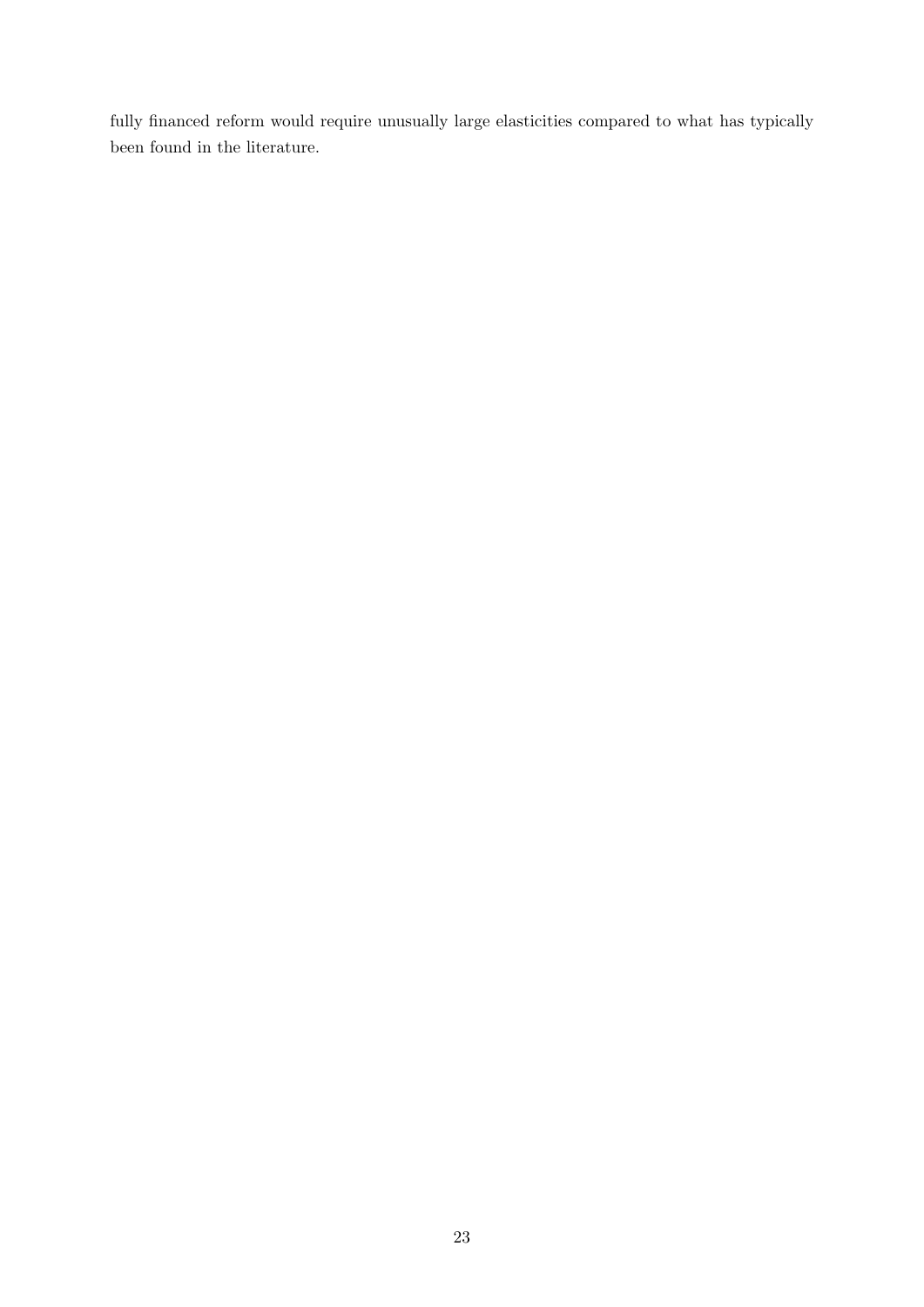fully financed reform would require unusually large elasticities compared to what has typically been found in the literature.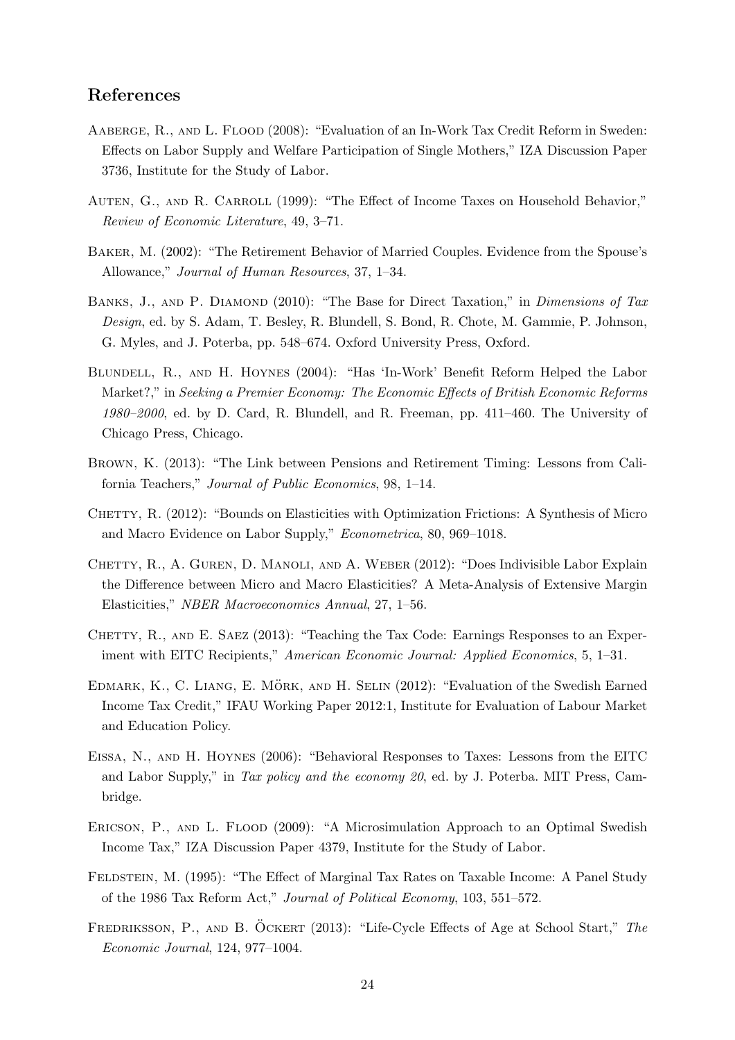## References

Aaberge, R., and L. Flood (2008): "Evaluation of an In-Work Tax Credit Reform in Sweden: Effects on Labor Supply and Welfare Participation of Single Mothers," IZA Discussion Paper 3736, Institute for the Study of Labor.

Auten, G., and R. Carroll (1999): "The Effect of Income Taxes on Household Behavior," *Review of Economic Literature*, 49, 3–71.

Baker, M. (2002): "The Retirement Behavior of Married Couples. Evidence from the Spouse's Allowance," *Journal of Human Resources*, 37, 1–34.

Banks, J., and P. Diamond (2010): "The Base for Direct Taxation," in *Dimensions of Tax Design*, ed. by S. Adam, T. Besley, R. Blundell, S. Bond, R. Chote, M. Gammie, P. Johnson, G. Myles, and J. Poterba, pp. 548–674. Oxford University Press, Oxford.

Blundell, R., and H. Hoynes (2004): "Has 'In-Work' Benefit Reform Helped the Labor Market?," in *Seeking a Premier Economy: The Economic Effects of British Economic Reforms 1980–2000*, ed. by D. Card, R. Blundell, and R. Freeman, pp. 411–460. The University of Chicago Press, Chicago.

Brown, K. (2013): "The Link between Pensions and Retirement Timing: Lessons from California Teachers," *Journal of Public Economics*, 98, 1–14.

Chetty, R. (2012): "Bounds on Elasticities with Optimization Frictions: A Synthesis of Micro and Macro Evidence on Labor Supply," *Econometrica*, 80, 969–1018.

Chetty, R., A. Guren, D. Manoli, and A. Weber (2012): "Does Indivisible Labor Explain the Difference between Micro and Macro Elasticities? A Meta-Analysis of Extensive Margin Elasticities," *NBER Macroeconomics Annual*, 27, 1–56.

Chetty, R., and E. Saez (2013): "Teaching the Tax Code: Earnings Responses to an Experiment with EITC Recipients," *American Economic Journal: Applied Economics*, 5, 1–31.

Edmark, K., C. Liang, E. Mörk, and H. Selin (2012): "Evaluation of the Swedish Earned Income Tax Credit," IFAU Working Paper 2012:1, Institute for Evaluation of Labour Market and Education Policy.

Eissa, N., and H. Hoynes (2006): "Behavioral Responses to Taxes: Lessons from the EITC and Labor Supply," in *Tax policy and the economy 20*, ed. by J. Poterba. MIT Press, Cambridge.

Ericson, P., and L. Flood (2009): "A Microsimulation Approach to an Optimal Swedish Income Tax," IZA Discussion Paper 4379, Institute for the Study of Labor.

Feldstein, M. (1995): "The Effect of Marginal Tax Rates on Taxable Income: A Panel Study of the 1986 Tax Reform Act," *Journal of Political Economy*, 103, 551–572.

Fredriksson, P., and B. Öckert (2013): "Life-Cycle Effects of Age at School Start," *The Economic Journal*, 124, 977–1004.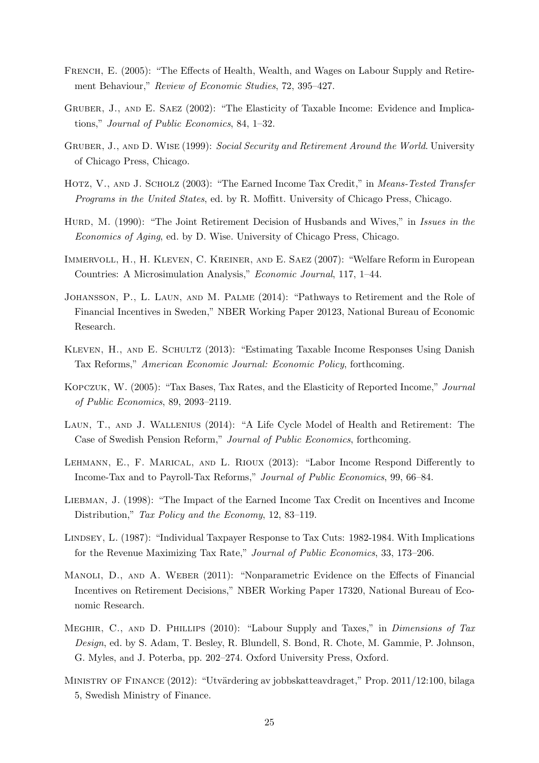French, E. (2005): "The Effects of Health, Wealth, and Wages on Labour Supply and Retirement Behaviour," *Review of Economic Studies*, 72, 395–427.

Gruber, J., and E. Saez (2002): "The Elasticity of Taxable Income: Evidence and Implications," *Journal of Public Economics*, 84, 1–32.

Gruber, J., and D. Wise (1999): *Social Security and Retirement Around the World*. University of Chicago Press, Chicago.

Hotz, V., and J. Scholz (2003): "The Earned Income Tax Credit," in *Means-Tested Transfer Programs in the United States*, ed. by R. Moffitt. University of Chicago Press, Chicago.

Hurd, M. (1990): "The Joint Retirement Decision of Husbands and Wives," in *Issues in the Economics of Aging*, ed. by D. Wise. University of Chicago Press, Chicago.

Immervoll, H., H. Kleven, C. Kreiner, and E. Saez (2007): "Welfare Reform in European Countries: A Microsimulation Analysis," *Economic Journal*, 117, 1–44.

Johansson, P., L. Laun, and M. Palme (2014): "Pathways to Retirement and the Role of Financial Incentives in Sweden," NBER Working Paper 20123, National Bureau of Economic Research.

Kleven, H., and E. Schultz (2013): "Estimating Taxable Income Responses Using Danish Tax Reforms," *American Economic Journal: Economic Policy*, forthcoming.

Kopczuk, W. (2005): "Tax Bases, Tax Rates, and the Elasticity of Reported Income," *Journal of Public Economics*, 89, 2093–2119.

Laun, T., and J. Wallenius (2014): "A Life Cycle Model of Health and Retirement: The Case of Swedish Pension Reform," *Journal of Public Economics*, forthcoming.

Lehmann, E., F. Marical, and L. Rioux (2013): "Labor Income Respond Differently to Income-Tax and to Payroll-Tax Reforms," *Journal of Public Economics*, 99, 66–84.

Liebman, J. (1998): "The Impact of the Earned Income Tax Credit on Incentives and Income Distribution," *Tax Policy and the Economy*, 12, 83–119.

Lindsey, L. (1987): "Individual Taxpayer Response to Tax Cuts: 1982-1984. With Implications for the Revenue Maximizing Tax Rate," *Journal of Public Economics*, 33, 173–206.

Manoli, D., and A. Weber (2011): "Nonparametric Evidence on the Effects of Financial Incentives on Retirement Decisions," NBER Working Paper 17320, National Bureau of Economic Research.

Meghir, C., and D. Phillips (2010): "Labour Supply and Taxes," in *Dimensions of Tax Design*, ed. by S. Adam, T. Besley, R. Blundell, S. Bond, R. Chote, M. Gammie, P. Johnson, G. Myles, and J. Poterba, pp. 202–274. Oxford University Press, Oxford.

Ministry of Finance (2012): "Utvärdering av jobbskatteavdraget," Prop. 2011/12:100, bilaga 5, Swedish Ministry of Finance.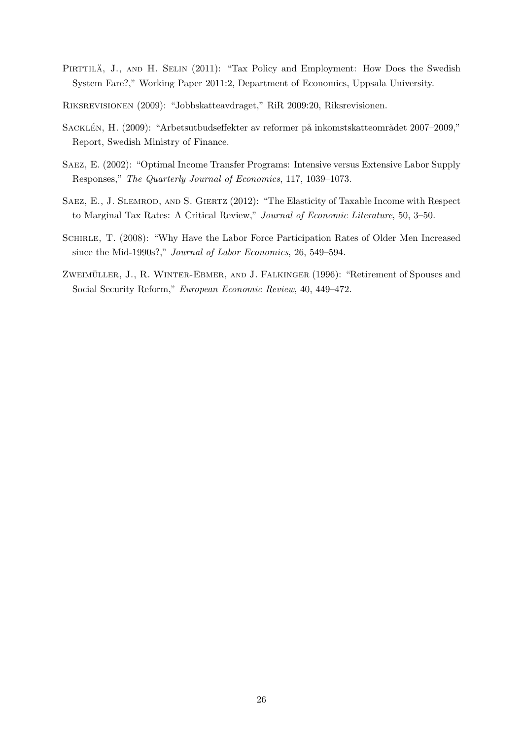Pirttilä, J., and H. Selin (2011): "Tax Policy and Employment: How Does the Swedish System Fare?," Working Paper 2011:2, Department of Economics, Uppsala University.

Riksrevisionen (2009): "Jobbskatteavdraget," RiR 2009:20, Riksrevisionen.

Sacklén, H. (2009): "Arbetsutbudseffekter av reformer på inkomstskatteområdet 2007–2009," Report, Swedish Ministry of Finance.

Saez, E. (2002): "Optimal Income Transfer Programs: Intensive versus Extensive Labor Supply Responses," *The Quarterly Journal of Economics*, 117, 1039–1073.

Saez, E., J. Slemrod, and S. Giertz (2012): "The Elasticity of Taxable Income with Respect to Marginal Tax Rates: A Critical Review," *Journal of Economic Literature*, 50, 3–50.

Schirle, T. (2008): "Why Have the Labor Force Participation Rates of Older Men Increased since the Mid-1990s?," *Journal of Labor Economics*, 26, 549–594.

Zweimüller, J., R. Winter-Ebmer, and J. Falkinger (1996): "Retirement of Spouses and Social Security Reform," *European Economic Review*, 40, 449–472.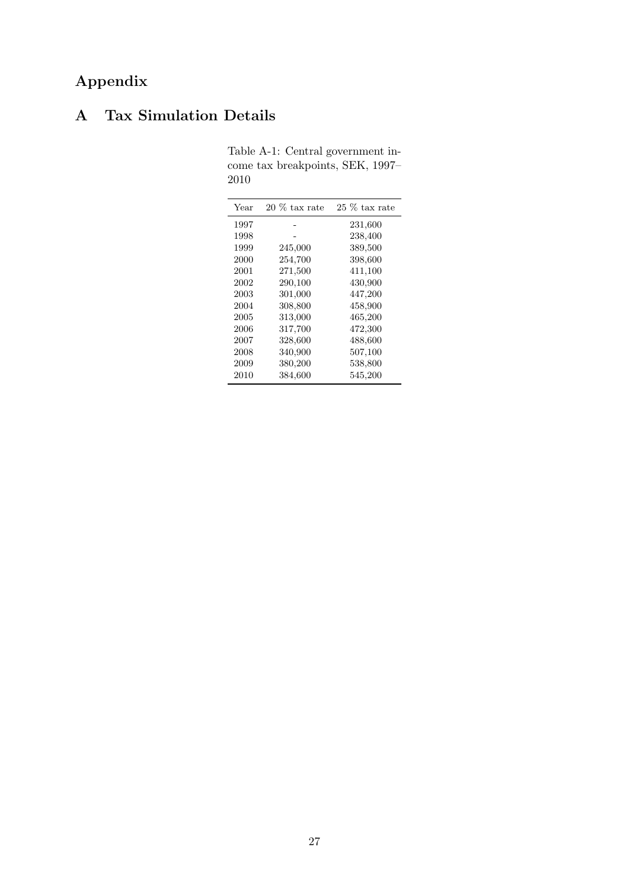# Appendix

## A Tax Simulation Details

Table A-1: Central government income tax breakpoints, SEK, 1997–2010

| Year | 20 % tax rate | 25 % tax rate |
|---|---|---|
| 1997 | - | 231,600 |
| 1998 | - | 238,400 |
| 1999 | 245,000 | 389,500 |
| 2000 | 254,700 | 398,600 |
| 2001 | 271,500 | 411,100 |
| 2002 | 290,100 | 430,900 |
| 2003 | 301,000 | 447,200 |
| 2004 | 308,800 | 458,900 |
| 2005 | 313,000 | 465,200 |
| 2006 | 317,700 | 472,300 |
| 2007 | 328,600 | 488,600 |
| 2008 | 340,900 | 507,100 |
| 2009 | 380,200 | 538,800 |
| 2010 | 384,600 | 545,200 |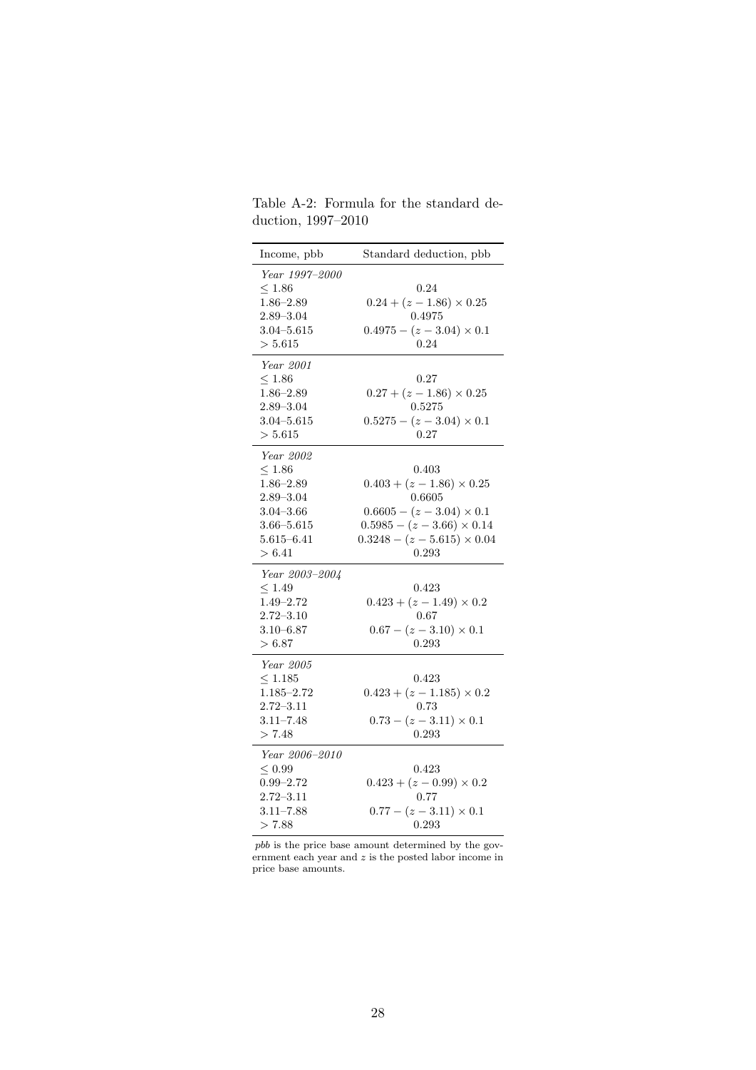Table A-2: Formula for the standard deduction, 1997–2010

| Income, pbb | Standard deduction, pbb |
|---|---|
| *Year 1997–2000* | |
| $\leq 1.86$ | 0.24 |
| 1.86–2.89 | $0.24 + (z - 1.86) \times 0.25$ |
| 2.89–3.04 | 0.4975 |
| 3.04–5.615 | $0.4975 - (z - 3.04) \times 0.1$ |
| $> 5.615$ | 0.24 |
| *Year 2001* | |
| $\leq 1.86$ | 0.27 |
| 1.86–2.89 | $0.27 + (z - 1.86) \times 0.25$ |
| 2.89–3.04 | 0.5275 |
| 3.04–5.615 | $0.5275 - (z - 3.04) \times 0.1$ |
| $> 5.615$ | 0.27 |
| *Year 2002* | |
| $\leq 1.86$ | 0.403 |
| 1.86–2.89 | $0.403 + (z - 1.86) \times 0.25$ |
| 2.89–3.04 | 0.6605 |
| 3.04–3.66 | $0.6605 - (z - 3.04) \times 0.1$ |
| 3.66–5.615 | $0.5985 - (z - 3.66) \times 0.14$ |
| 5.615–6.41 | $0.3248 - (z - 5.615) \times 0.04$ |
| $> 6.41$ | 0.293 |
| *Year 2003–2004* | |
| $\leq 1.49$ | 0.423 |
| 1.49–2.72 | $0.423 + (z - 1.49) \times 0.2$ |
| 2.72–3.10 | 0.67 |
| 3.10–6.87 | $0.67 - (z - 3.10) \times 0.1$ |
| $> 6.87$ | 0.293 |
| *Year 2005* | |
| $\leq 1.185$ | 0.423 |
| 1.185–2.72 | $0.423 + (z - 1.185) \times 0.2$ |
| 2.72–3.11 | 0.73 |
| 3.11–7.48 | $0.73 - (z - 3.11) \times 0.1$ |
| $> 7.48$ | 0.293 |
| *Year 2006–2010* | |
| $\leq 0.99$ | 0.423 |
| 0.99–2.72 | $0.423 + (z - 0.99) \times 0.2$ |
| 2.72–3.11 | 0.77 |
| 3.11–7.88 | $0.77 - (z - 3.11) \times 0.1$ |
| $> 7.88$ | 0.293 |

*pbb* is the price base amount determined by the government each year and $z$ is the posted labor income in price base amounts.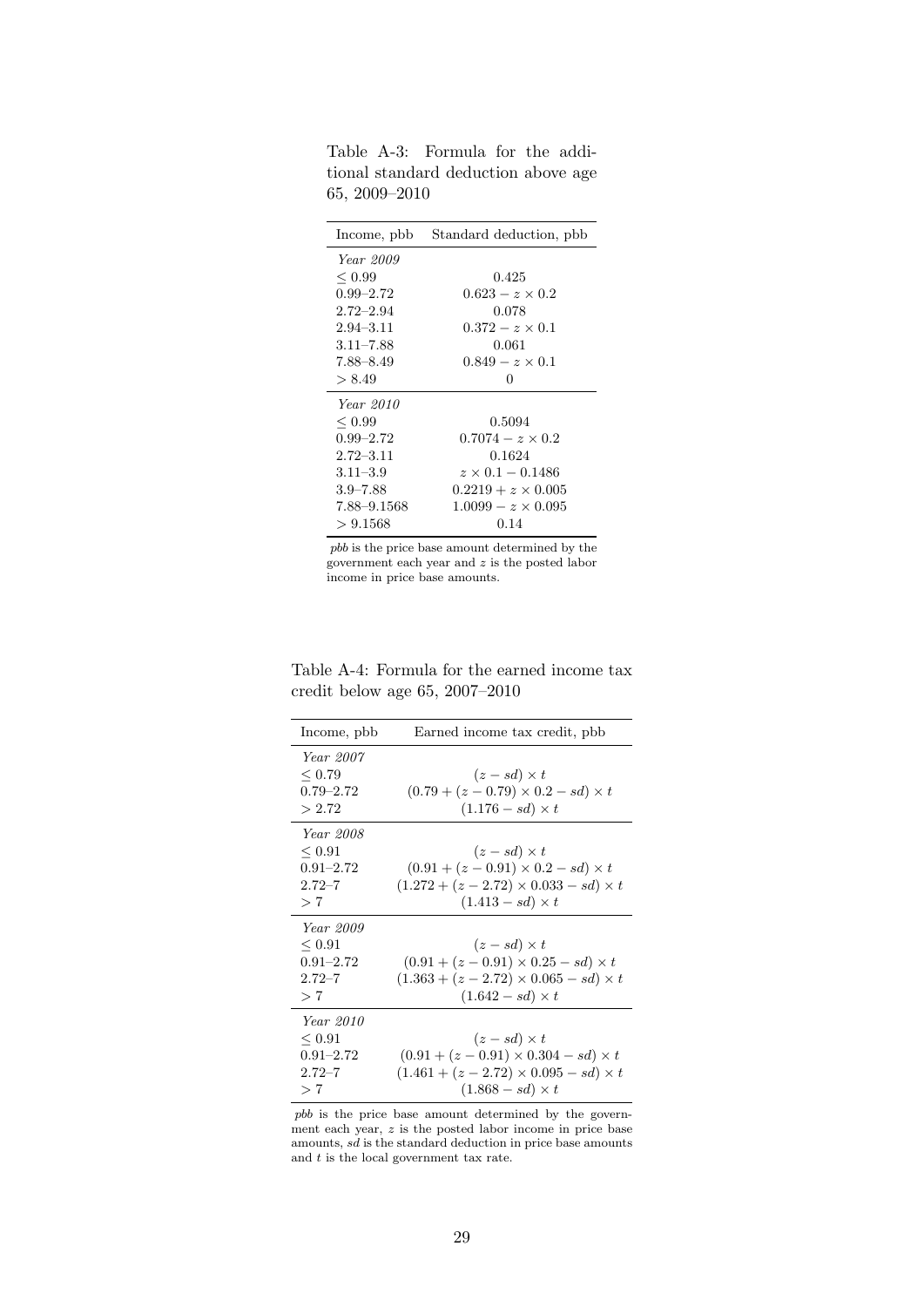Table A-3: Formula for the additional standard deduction above age 65, 2009–2010

| Income, pbb | Standard deduction, pbb |
|---|---|
| *Year 2009* | |
| $\leq 0.99$ | 0.425 |
| 0.99–2.72 | $0.623 - z \times 0.2$ |
| 2.72–2.94 | 0.078 |
| 2.94–3.11 | $0.372 - z \times 0.1$ |
| 3.11–7.88 | 0.061 |
| 7.88–8.49 | $0.849 - z \times 0.1$ |
| $> 8.49$ | 0 |
| *Year 2010* | |
| $\leq 0.99$ | 0.5094 |
| 0.99–2.72 | $0.7074 - z \times 0.2$ |
| 2.72–3.11 | 0.1624 |
| 3.11–3.9 | $z \times 0.1 - 0.1486$ |
| 3.9–7.88 | $0.2219 + z \times 0.005$ |
| 7.88–9.1568 | $1.0099 - z \times 0.095$ |
| $> 9.1568$ | 0.14 |

*pbb* is the price base amount determined by the government each year and $z$ is the posted labor income in price base amounts.

Table A-4: Formula for the earned income tax credit below age 65, 2007–2010

| Income, pbb | Earned income tax credit, pbb |
|---|---|
| *Year 2007* | |
| $\leq 0.79$ | $(z - sd) \times t$ |
| 0.79–2.72 | $(0.79 + (z - 0.79) \times 0.2 - sd) \times t$ |
| $> 2.72$ | $(1.176 - sd) \times t$ |
| *Year 2008* | |
| $\leq 0.91$ | $(z - sd) \times t$ |
| 0.91–2.72 | $(0.91 + (z - 0.91) \times 0.2 - sd) \times t$ |
| 2.72–7 | $(1.272 + (z - 2.72) \times 0.033 - sd) \times t$ |
| $> 7$ | $(1.413 - sd) \times t$ |
| *Year 2009* | |
| $\leq 0.91$ | $(z - sd) \times t$ |
| 0.91–2.72 | $(0.91 + (z - 0.91) \times 0.25 - sd) \times t$ |
| 2.72–7 | $(1.363 + (z - 2.72) \times 0.065 - sd) \times t$ |
| $> 7$ | $(1.642 - sd) \times t$ |
| *Year 2010* | |
| $\leq 0.91$ | $(z - sd) \times t$ |
| 0.91–2.72 | $(0.91 + (z - 0.91) \times 0.304 - sd) \times t$ |
| 2.72–7 | $(1.461 + (z - 2.72) \times 0.095 - sd) \times t$ |
| $> 7$ | $(1.868 - sd) \times t$ |

*pbb* is the price base amount determined by the government each year, $z$ is the posted labor income in price base amounts, $sd$ is the standard deduction in price base amounts and $t$ is the local government tax rate.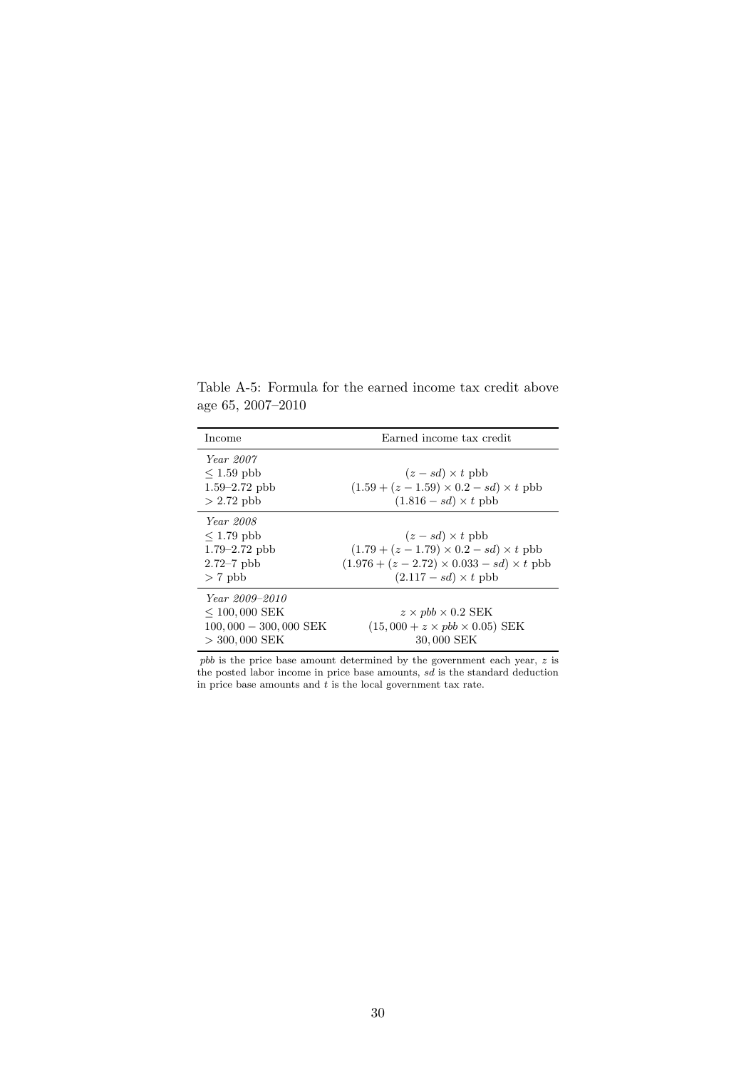Table A-5: Formula for the earned income tax credit above age 65, 2007–2010

| Income | Earned income tax credit |
|---|---|
| *Year 2007* | |
| $\leq 1.59$ pbb | $(z - sd) \times t$ pbb |
| 1.59–2.72 pbb | $(1.59 + (z - 1.59) \times 0.2 - sd) \times t$ pbb |
| $> 2.72$ pbb | $(1.816 - sd) \times t$ pbb |
| *Year 2008* | |
| $\leq 1.79$ pbb | $(z - sd) \times t$ pbb |
| 1.79–2.72 pbb | $(1.79 + (z - 1.79) \times 0.2 - sd) \times t$ pbb |
| 2.72–7 pbb | $(1.976 + (z - 2.72) \times 0.033 - sd) \times t$ pbb |
| $> 7$ pbb | $(2.117 - sd) \times t$ pbb |
| *Year 2009–2010* | |
| $\leq 100,000$ SEK | $z \times pbb \times 0.2$ SEK |
| $100,000 - 300,000$ SEK | $(15,000 + z \times pbb \times 0.05)$ SEK |
| $> 300,000$ SEK | $30,000$ SEK |

*pbb* is the price base amount determined by the government each year, $z$ is the posted labor income in price base amounts, *sd* is the standard deduction in price base amounts and $t$ is the local government tax rate.